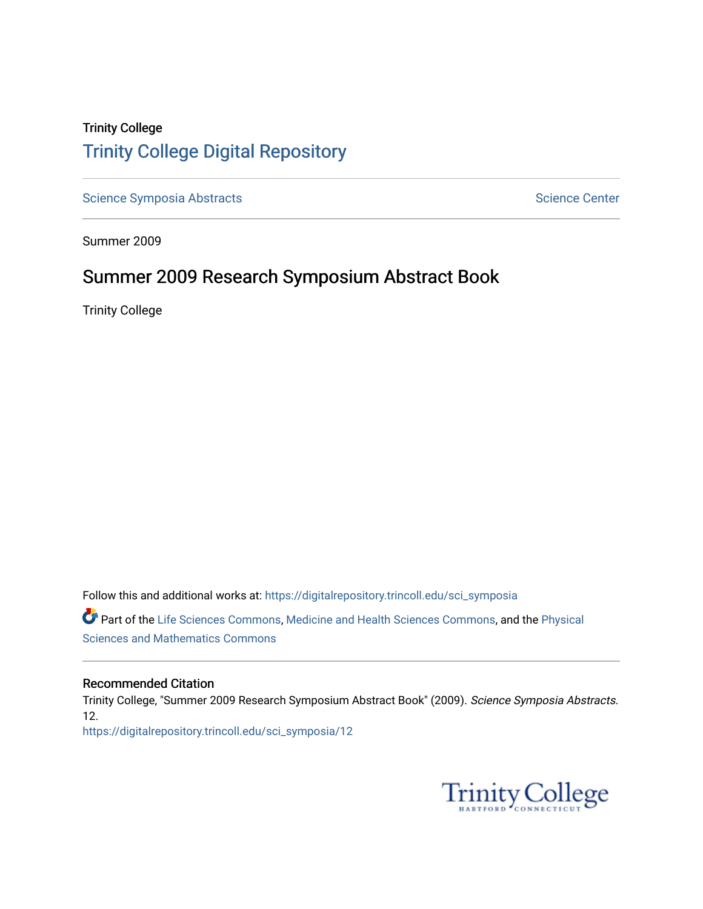Trinity College

# Trinity College Digital Repository

Science Symposia Abstracts

Science Center

Summer 2009

## Summer 2009 Research Symposium Abstract Book

Trinity College

Follow this and additional works at: https://digitalrepository.trincoll.edu/sci_symposia

Part of the Life Sciences Commons, Medicine and Health Sciences Commons, and the Physical Sciences and Mathematics Commons

### Recommended Citation

Trinity College, "Summer 2009 Research Symposium Abstract Book" (2009). *Science Symposia Abstracts*. 12.
https://digitalrepository.trincoll.edu/sci_symposia/12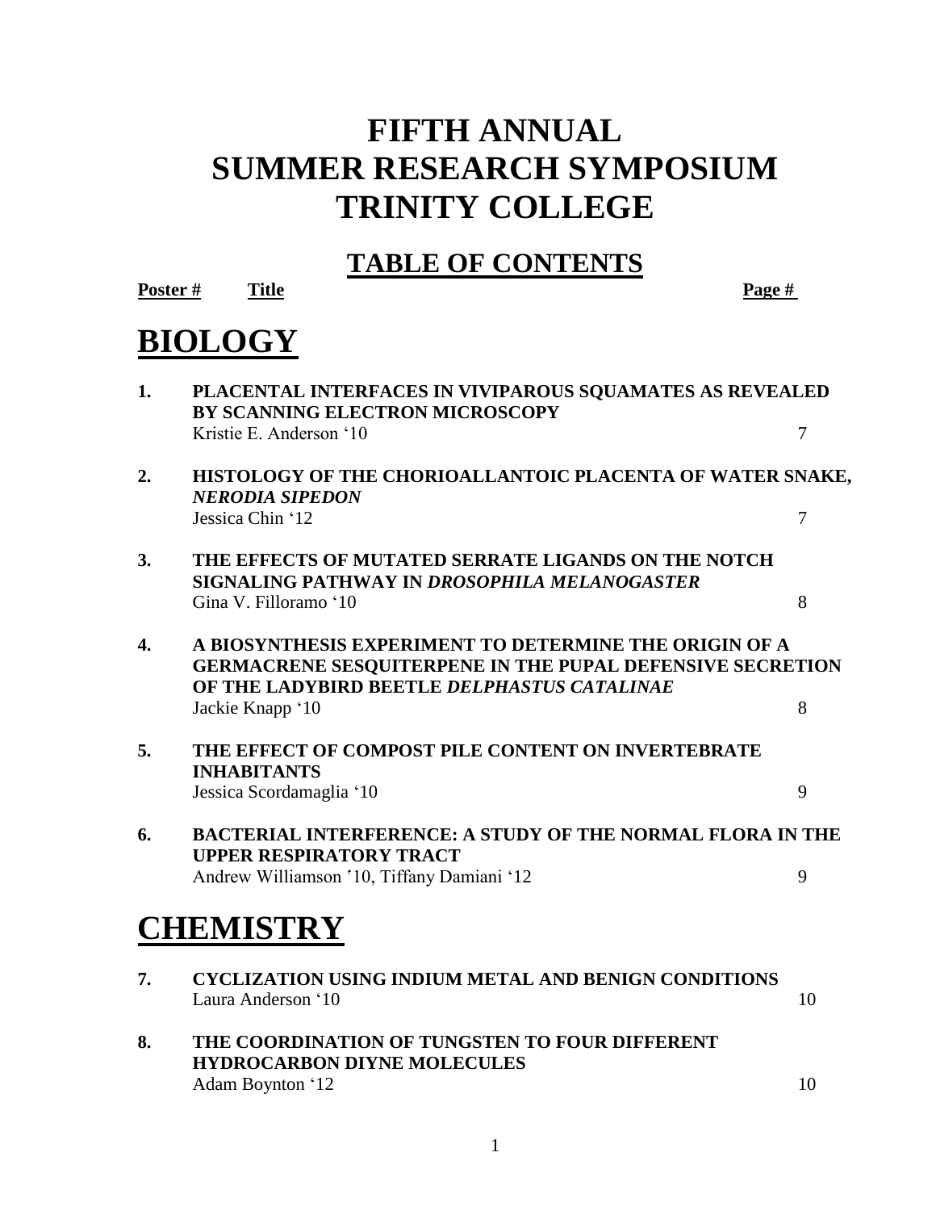# FIFTH ANNUAL SUMMER RESEARCH SYMPOSIUM TRINITY COLLEGE

## TABLE OF CONTENTS

| Poster # | Title | Page # |
|---|---|---|

# BIOLOGY

| | | |
|---|---|---|
| **1.** | **PLACENTAL INTERFACES IN VIVIPAROUS SQUAMATES AS REVEALED BY SCANNING ELECTRON MICROSCOPY**<br>Kristie E. Anderson '10 | 7 |
| **2.** | **HISTOLOGY OF THE CHORIOALLANTOIC PLACENTA OF WATER SNAKE, *NERODIA SIPEDON***<br>Jessica Chin '12 | 7 |
| **3.** | **THE EFFECTS OF MUTATED SERRATE LIGANDS ON THE NOTCH SIGNALING PATHWAY IN *DROSOPHILA MELANOGASTER***<br>Gina V. Filloramo '10 | 8 |
| **4.** | **A BIOSYNTHESIS EXPERIMENT TO DETERMINE THE ORIGIN OF A GERMACRENE SESQUITERPENE IN THE PUPAL DEFENSIVE SECRETION OF THE LADYBIRD BEETLE *DELPHASTUS CATALINAE***<br>Jackie Knapp '10 | 8 |
| **5.** | **THE EFFECT OF COMPOST PILE CONTENT ON INVERTEBRATE INHABITANTS**<br>Jessica Scordamaglia '10 | 9 |
| **6.** | **BACTERIAL INTERFERENCE: A STUDY OF THE NORMAL FLORA IN THE UPPER RESPIRATORY TRACT**<br>Andrew Williamson '10, Tiffany Damiani '12 | 9 |

# CHEMISTRY

| | | |
|---|---|---|
| **7.** | **CYCLIZATION USING INDIUM METAL AND BENIGN CONDITIONS**<br>Laura Anderson '10 | 10 |
| **8.** | **THE COORDINATION OF TUNGSTEN TO FOUR DIFFERENT HYDROCARBON DIYNE MOLECULES**<br>Adam Boynton '12 | 10 |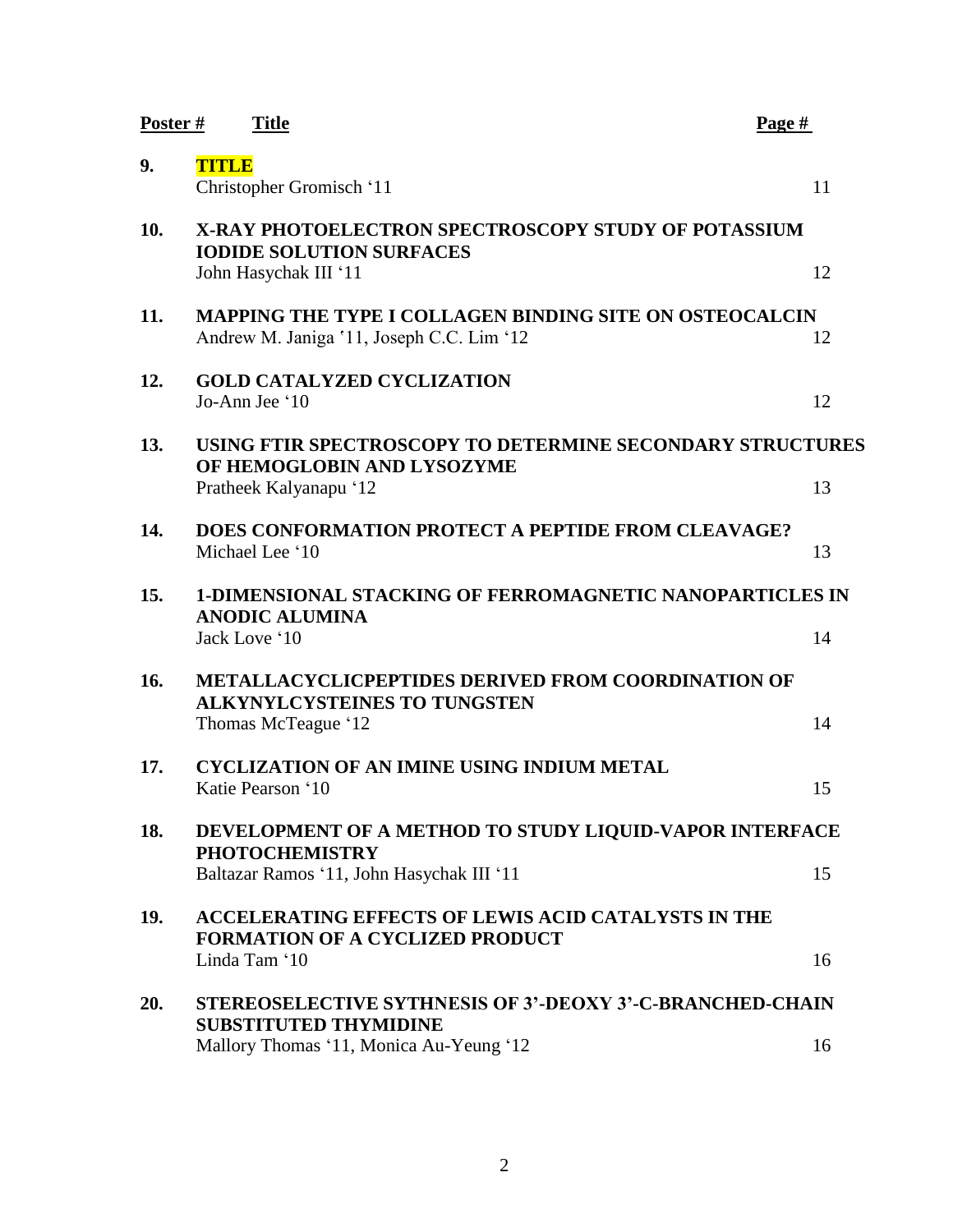| Poster # | Title | Page # |
|---|---|---|
| 9. | **TITLE**<br>Christopher Gromisch '11 | 11 |
| 10. | **X-RAY PHOTOELECTRON SPECTROSCOPY STUDY OF POTASSIUM IODIDE SOLUTION SURFACES**<br>John Hasychak III '11 | 12 |
| 11. | **MAPPING THE TYPE I COLLAGEN BINDING SITE ON OSTEOCALCIN**<br>Andrew M. Janiga '11, Joseph C.C. Lim '12 | 12 |
| 12. | **GOLD CATALYZED CYCLIZATION**<br>Jo-Ann Jee '10 | 12 |
| 13. | **USING FTIR SPECTROSCOPY TO DETERMINE SECONDARY STRUCTURES OF HEMOGLOBIN AND LYSOZYME**<br>Pratheek Kalyanapu '12 | 13 |
| 14. | **DOES CONFORMATION PROTECT A PEPTIDE FROM CLEAVAGE?**<br>Michael Lee '10 | 13 |
| 15. | **1-DIMENSIONAL STACKING OF FERROMAGNETIC NANOPARTICLES IN ANODIC ALUMINA**<br>Jack Love '10 | 14 |
| 16. | **METALLACYCLICPEPTIDES DERIVED FROM COORDINATION OF ALKYNYLCYSTEINES TO TUNGSTEN**<br>Thomas McTeague '12 | 14 |
| 17. | **CYCLIZATION OF AN IMINE USING INDIUM METAL**<br>Katie Pearson '10 | 15 |
| 18. | **DEVELOPMENT OF A METHOD TO STUDY LIQUID-VAPOR INTERFACE PHOTOCHEMISTRY**<br>Baltazar Ramos '11, John Hasychak III '11 | 15 |
| 19. | **ACCELERATING EFFECTS OF LEWIS ACID CATALYSTS IN THE FORMATION OF A CYCLIZED PRODUCT**<br>Linda Tam '10 | 16 |
| 20. | **STEREOSELECTIVE SYTHNESIS OF 3'-DEOXY 3'-C-BRANCHED-CHAIN SUBSTITUTED THYMIDINE**<br>Mallory Thomas '11, Monica Au-Yeung '12 | 16 |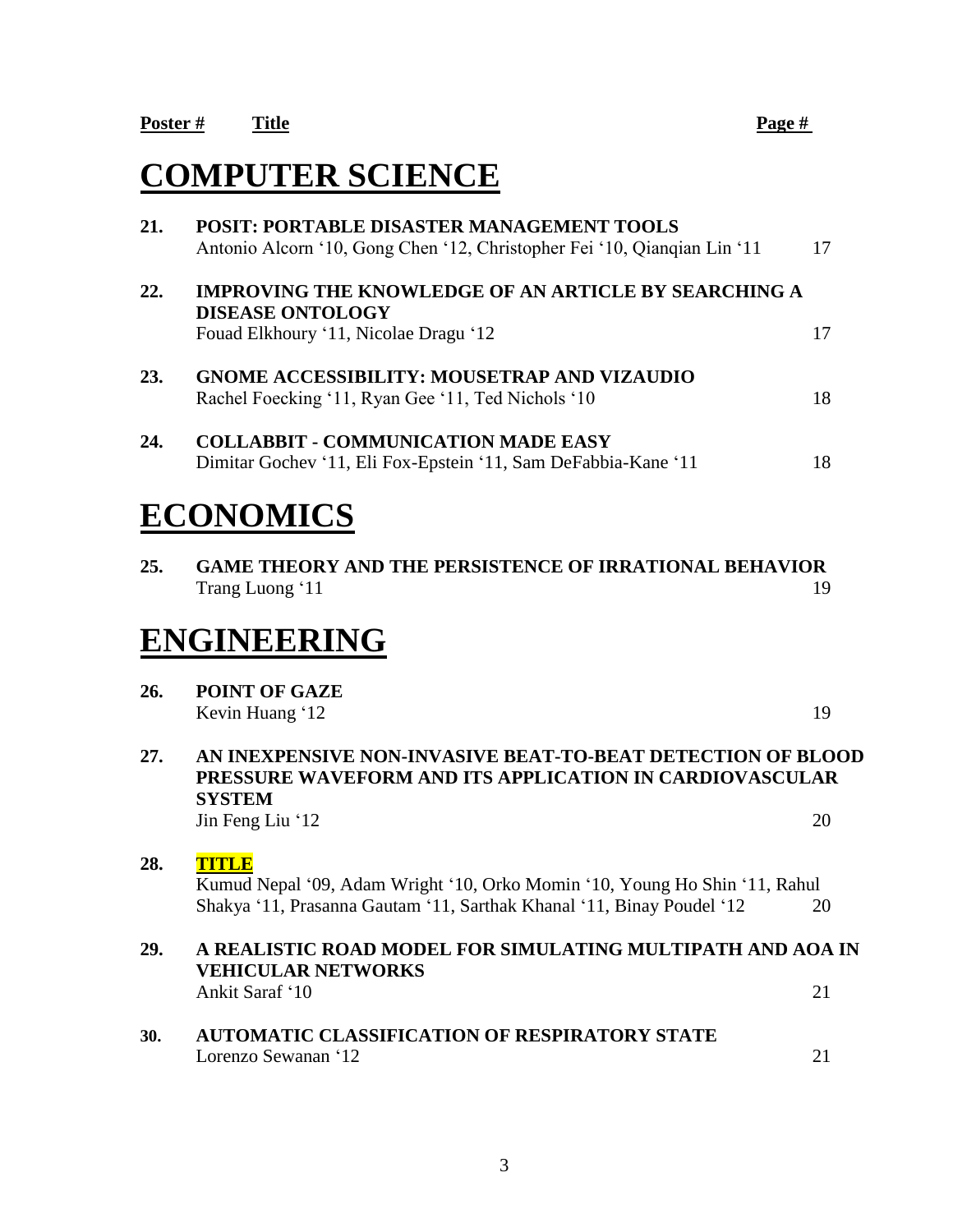**Poster #** **Title** **Page #**

# COMPUTER SCIENCE

**21.** **POSIT: PORTABLE DISASTER MANAGEMENT TOOLS**
Antonio Alcorn '10, Gong Chen '12, Christopher Fei '10, Qianqian Lin '11 — 17

**22.** **IMPROVING THE KNOWLEDGE OF AN ARTICLE BY SEARCHING A DISEASE ONTOLOGY**
Fouad Elkhoury '11, Nicolae Dragu '12 — 17

**23.** **GNOME ACCESSIBILITY: MOUSETRAP AND VIZAUDIO**
Rachel Foecking '11, Ryan Gee '11, Ted Nichols '10 — 18

**24.** **COLLABBIT - COMMUNICATION MADE EASY**
Dimitar Gochev '11, Eli Fox-Epstein '11, Sam DeFabbia-Kane '11 — 18

# ECONOMICS

**25.** **GAME THEORY AND THE PERSISTENCE OF IRRATIONAL BEHAVIOR**
Trang Luong '11 — 19

# ENGINEERING

**26.** **POINT OF GAZE**
Kevin Huang '12 — 19

**27.** **AN INEXPENSIVE NON-INVASIVE BEAT-TO-BEAT DETECTION OF BLOOD PRESSURE WAVEFORM AND ITS APPLICATION IN CARDIOVASCULAR SYSTEM**
Jin Feng Liu '12 — 20

**28.** **TITLE**
Kumud Nepal '09, Adam Wright '10, Orko Momin '10, Young Ho Shin '11, Rahul Shakya '11, Prasanna Gautam '11, Sarthak Khanal '11, Binay Poudel '12 — 20

**29.** **A REALISTIC ROAD MODEL FOR SIMULATING MULTIPATH AND AOA IN VEHICULAR NETWORKS**
Ankit Saraf '10 — 21

**30.** **AUTOMATIC CLASSIFICATION OF RESPIRATORY STATE**
Lorenzo Sewanan '12 — 21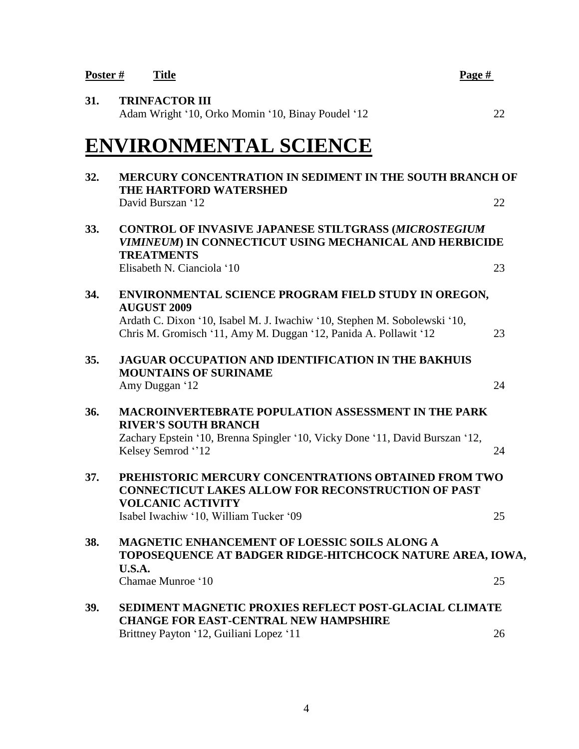| Poster # | Title | Page # |
|---|---|---|
| 31. | **TRINFACTOR III**<br>Adam Wright '10, Orko Momin '10, Binay Poudel '12 | 22 |

# ENVIRONMENTAL SCIENCE

| Poster # | Title | Page # |
|---|---|---|
| 32. | **MERCURY CONCENTRATION IN SEDIMENT IN THE SOUTH BRANCH OF THE HARTFORD WATERSHED**<br>David Burszan '12 | 22 |
| 33. | **CONTROL OF INVASIVE JAPANESE STILTGRASS (*MICROSTEGIUM VIMINEUM*) IN CONNECTICUT USING MECHANICAL AND HERBICIDE TREATMENTS**<br>Elisabeth N. Cianciola '10 | 23 |
| 34. | **ENVIRONMENTAL SCIENCE PROGRAM FIELD STUDY IN OREGON, AUGUST 2009**<br>Ardath C. Dixon '10, Isabel M. J. Iwachiw '10, Stephen M. Sobolewski '10, Chris M. Gromisch '11, Amy M. Duggan '12, Panida A. Pollawit '12 | 23 |
| 35. | **JAGUAR OCCUPATION AND IDENTIFICATION IN THE BAKHUIS MOUNTAINS OF SURINAME**<br>Amy Duggan '12 | 24 |
| 36. | **MACROINVERTEBRATE POPULATION ASSESSMENT IN THE PARK RIVER'S SOUTH BRANCH**<br>Zachary Epstein '10, Brenna Spingler '10, Vicky Done '11, David Burszan '12, Kelsey Semrod ''12 | 24 |
| 37. | **PREHISTORIC MERCURY CONCENTRATIONS OBTAINED FROM TWO CONNECTICUT LAKES ALLOW FOR RECONSTRUCTION OF PAST VOLCANIC ACTIVITY**<br>Isabel Iwachiw '10, William Tucker '09 | 25 |
| 38. | **MAGNETIC ENHANCEMENT OF LOESSIC SOILS ALONG A TOPOSEQUENCE AT BADGER RIDGE-HITCHCOCK NATURE AREA, IOWA, U.S.A.**<br>Chamae Munroe '10 | 25 |
| 39. | **SEDIMENT MAGNETIC PROXIES REFLECT POST-GLACIAL CLIMATE CHANGE FOR EAST-CENTRAL NEW HAMPSHIRE**<br>Brittney Payton '12, Guiliani Lopez '11 | 26 |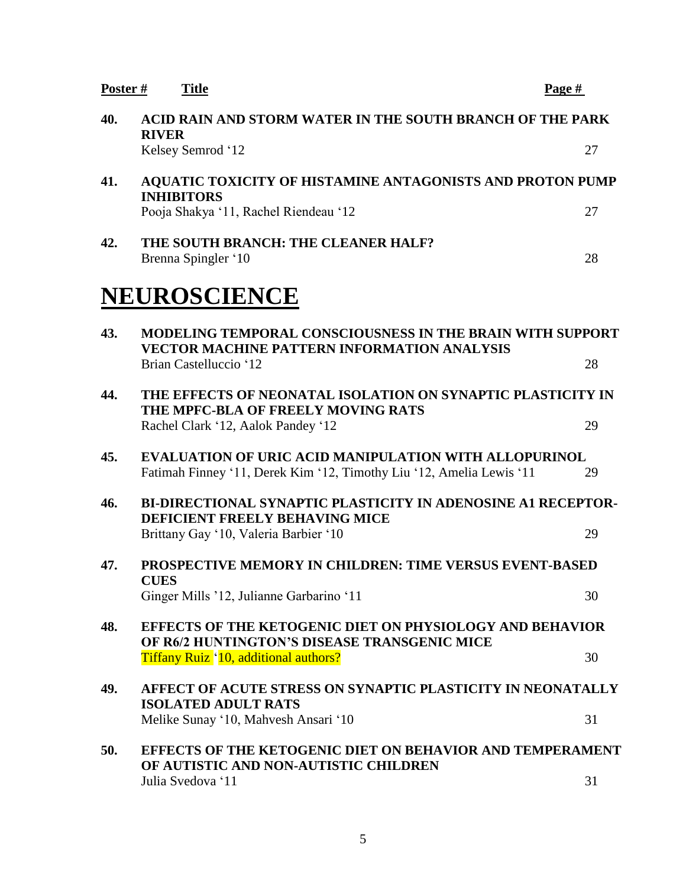| Poster # | Title | Page # |
|---|---|---|
| 40. | **ACID RAIN AND STORM WATER IN THE SOUTH BRANCH OF THE PARK RIVER**<br>Kelsey Semrod '12 | 27 |
| 41. | **AQUATIC TOXICITY OF HISTAMINE ANTAGONISTS AND PROTON PUMP INHIBITORS**<br>Pooja Shakya '11, Rachel Riendeau '12 | 27 |
| 42. | **THE SOUTH BRANCH: THE CLEANER HALF?**<br>Brenna Spingler '10 | 28 |

# NEUROSCIENCE

| Poster # | Title | Page # |
|---|---|---|
| 43. | **MODELING TEMPORAL CONSCIOUSNESS IN THE BRAIN WITH SUPPORT VECTOR MACHINE PATTERN INFORMATION ANALYSIS**<br>Brian Castelluccio '12 | 28 |
| 44. | **THE EFFECTS OF NEONATAL ISOLATION ON SYNAPTIC PLASTICITY IN THE MPFC-BLA OF FREELY MOVING RATS**<br>Rachel Clark '12, Aalok Pandey '12 | 29 |
| 45. | **EVALUATION OF URIC ACID MANIPULATION WITH ALLOPURINOL**<br>Fatimah Finney '11, Derek Kim '12, Timothy Liu '12, Amelia Lewis '11 | 29 |
| 46. | **BI-DIRECTIONAL SYNAPTIC PLASTICITY IN ADENOSINE A1 RECEPTOR-DEFICIENT FREELY BEHAVING MICE**<br>Brittany Gay '10, Valeria Barbier '10 | 29 |
| 47. | **PROSPECTIVE MEMORY IN CHILDREN: TIME VERSUS EVENT-BASED CUES**<br>Ginger Mills '12, Julianne Garbarino '11 | 30 |
| 48. | **EFFECTS OF THE KETOGENIC DIET ON PHYSIOLOGY AND BEHAVIOR OF R6/2 HUNTINGTON'S DISEASE TRANSGENIC MICE**<br>Tiffany Ruiz '10, additional authors? | 30 |
| 49. | **AFFECT OF ACUTE STRESS ON SYNAPTIC PLASTICITY IN NEONATALLY ISOLATED ADULT RATS**<br>Melike Sunay '10, Mahvesh Ansari '10 | 31 |
| 50. | **EFFECTS OF THE KETOGENIC DIET ON BEHAVIOR AND TEMPERAMENT OF AUTISTIC AND NON-AUTISTIC CHILDREN**<br>Julia Svedova '11 | 31 |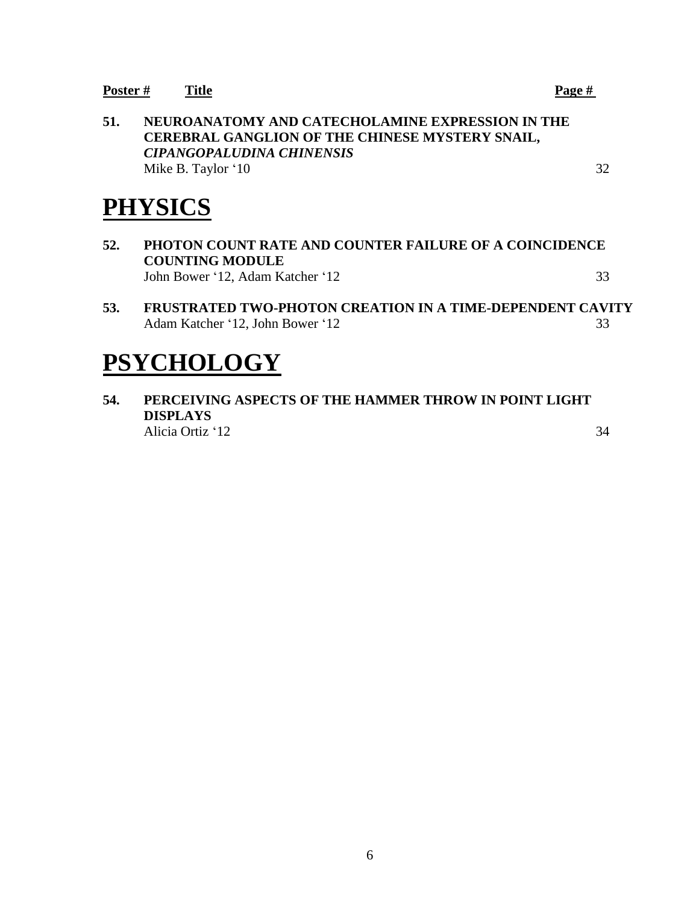| Poster # | Title | Page # |
|---|---|---|
| 51. | **NEUROANATOMY AND CATECHOLAMINE EXPRESSION IN THE CEREBRAL GANGLION OF THE CHINESE MYSTERY SNAIL, *CIPANGOPALUDINA CHINENSIS***<br>Mike B. Taylor '10 | 32 |

# PHYSICS

| Poster # | Title | Page # |
|---|---|---|
| 52. | **PHOTON COUNT RATE AND COUNTER FAILURE OF A COINCIDENCE COUNTING MODULE**<br>John Bower '12, Adam Katcher '12 | 33 |
| 53. | **FRUSTRATED TWO-PHOTON CREATION IN A TIME-DEPENDENT CAVITY**<br>Adam Katcher '12, John Bower '12 | 33 |

# PSYCHOLOGY

| Poster # | Title | Page # |
|---|---|---|
| 54. | **PERCEIVING ASPECTS OF THE HAMMER THROW IN POINT LIGHT DISPLAYS**<br>Alicia Ortiz '12 | 34 |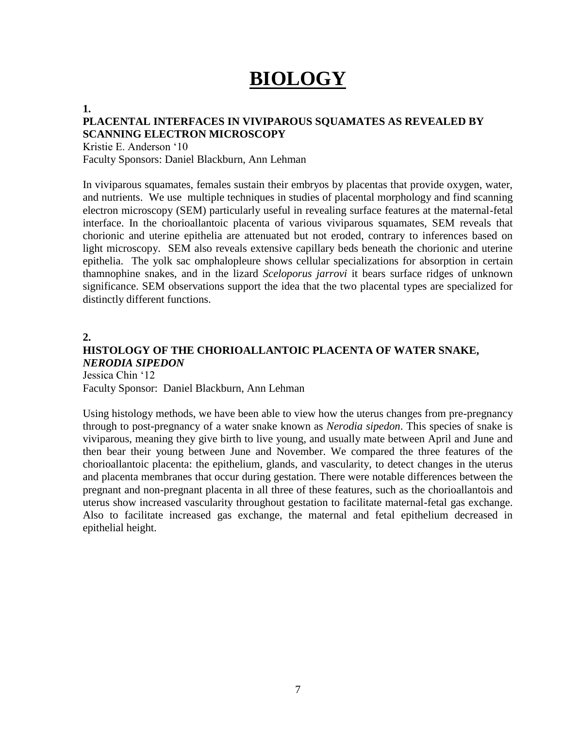# BIOLOGY

**1.**

## PLACENTAL INTERFACES IN VIVIPAROUS SQUAMATES AS REVEALED BY SCANNING ELECTRON MICROSCOPY

Kristie E. Anderson '10
Faculty Sponsors: Daniel Blackburn, Ann Lehman

In viviparous squamates, females sustain their embryos by placentas that provide oxygen, water, and nutrients. We use multiple techniques in studies of placental morphology and find scanning electron microscopy (SEM) particularly useful in revealing surface features at the maternal-fetal interface. In the chorioallantoic placenta of various viviparous squamates, SEM reveals that chorionic and uterine epithelia are attenuated but not eroded, contrary to inferences based on light microscopy. SEM also reveals extensive capillary beds beneath the chorionic and uterine epithelia. The yolk sac omphalopleure shows cellular specializations for absorption in certain thamnophine snakes, and in the lizard *Sceloporus jarrovi* it bears surface ridges of unknown significance. SEM observations support the idea that the two placental types are specialized for distinctly different functions.

**2.**

## HISTOLOGY OF THE CHORIOALLANTOIC PLACENTA OF WATER SNAKE, *NERODIA SIPEDON*

Jessica Chin '12
Faculty Sponsor: Daniel Blackburn, Ann Lehman

Using histology methods, we have been able to view how the uterus changes from pre-pregnancy through to post-pregnancy of a water snake known as *Nerodia sipedon*. This species of snake is viviparous, meaning they give birth to live young, and usually mate between April and June and then bear their young between June and November. We compared the three features of the chorioallantoic placenta: the epithelium, glands, and vascularity, to detect changes in the uterus and placenta membranes that occur during gestation. There were notable differences between the pregnant and non-pregnant placenta in all three of these features, such as the chorioallantois and uterus show increased vascularity throughout gestation to facilitate maternal-fetal gas exchange. Also to facilitate increased gas exchange, the maternal and fetal epithelium decreased in epithelial height.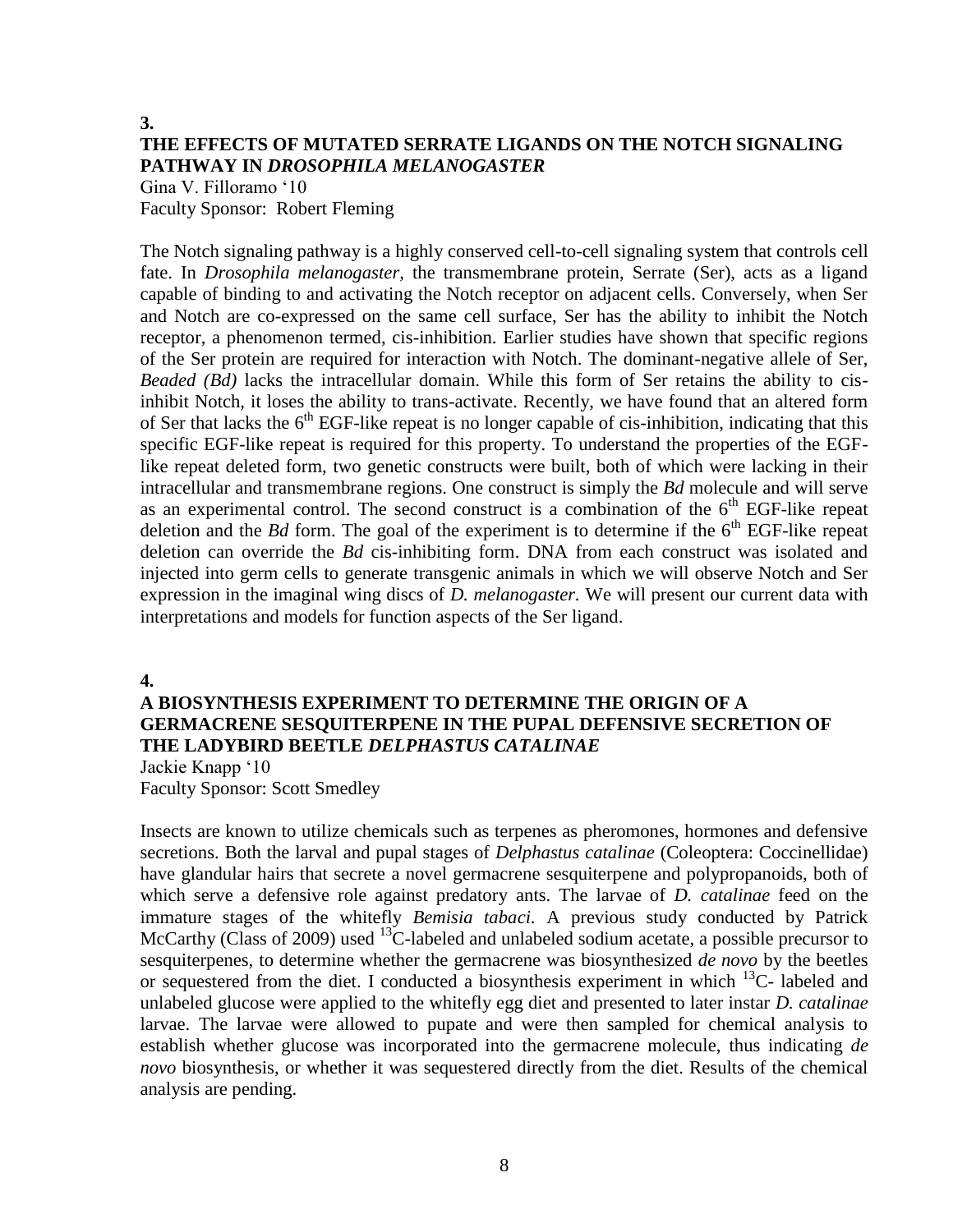**3.**

## THE EFFECTS OF MUTATED SERRATE LIGANDS ON THE NOTCH SIGNALING PATHWAY IN *DROSOPHILA MELANOGASTER*

Gina V. Filloramo '10
Faculty Sponsor: Robert Fleming

The Notch signaling pathway is a highly conserved cell-to-cell signaling system that controls cell fate. In *Drosophila melanogaster*, the transmembrane protein, Serrate (Ser), acts as a ligand capable of binding to and activating the Notch receptor on adjacent cells. Conversely, when Ser and Notch are co-expressed on the same cell surface, Ser has the ability to inhibit the Notch receptor, a phenomenon termed, cis-inhibition. Earlier studies have shown that specific regions of the Ser protein are required for interaction with Notch. The dominant-negative allele of Ser, *Beaded (Bd)* lacks the intracellular domain. While this form of Ser retains the ability to cis-inhibit Notch, it loses the ability to trans-activate. Recently, we have found that an altered form of Ser that lacks the 6$^{th}$ EGF-like repeat is no longer capable of cis-inhibition, indicating that this specific EGF-like repeat is required for this property. To understand the properties of the EGF-like repeat deleted form, two genetic constructs were built, both of which were lacking in their intracellular and transmembrane regions. One construct is simply the *Bd* molecule and will serve as an experimental control. The second construct is a combination of the 6$^{th}$ EGF-like repeat deletion and the *Bd* form. The goal of the experiment is to determine if the 6$^{th}$ EGF-like repeat deletion can override the *Bd* cis-inhibiting form. DNA from each construct was isolated and injected into germ cells to generate transgenic animals in which we will observe Notch and Ser expression in the imaginal wing discs of *D. melanogaster.* We will present our current data with interpretations and models for function aspects of the Ser ligand.

**4.**

## A BIOSYNTHESIS EXPERIMENT TO DETERMINE THE ORIGIN OF A GERMACRENE SESQUITERPENE IN THE PUPAL DEFENSIVE SECRETION OF THE LADYBIRD BEETLE *DELPHASTUS CATALINAE*

Jackie Knapp '10
Faculty Sponsor: Scott Smedley

Insects are known to utilize chemicals such as terpenes as pheromones, hormones and defensive secretions. Both the larval and pupal stages of *Delphastus catalinae* (Coleoptera: Coccinellidae) have glandular hairs that secrete a novel germacrene sesquiterpene and polypropanoids, both of which serve a defensive role against predatory ants. The larvae of *D. catalinae* feed on the immature stages of the whitefly *Bemisia tabaci.* A previous study conducted by Patrick McCarthy (Class of 2009) used $^{13}$C-labeled and unlabeled sodium acetate, a possible precursor to sesquiterpenes, to determine whether the germacrene was biosynthesized *de novo* by the beetles or sequestered from the diet. I conducted a biosynthesis experiment in which $^{13}$C- labeled and unlabeled glucose were applied to the whitefly egg diet and presented to later instar *D. catalinae* larvae. The larvae were allowed to pupate and were then sampled for chemical analysis to establish whether glucose was incorporated into the germacrene molecule, thus indicating *de novo* biosynthesis, or whether it was sequestered directly from the diet. Results of the chemical analysis are pending.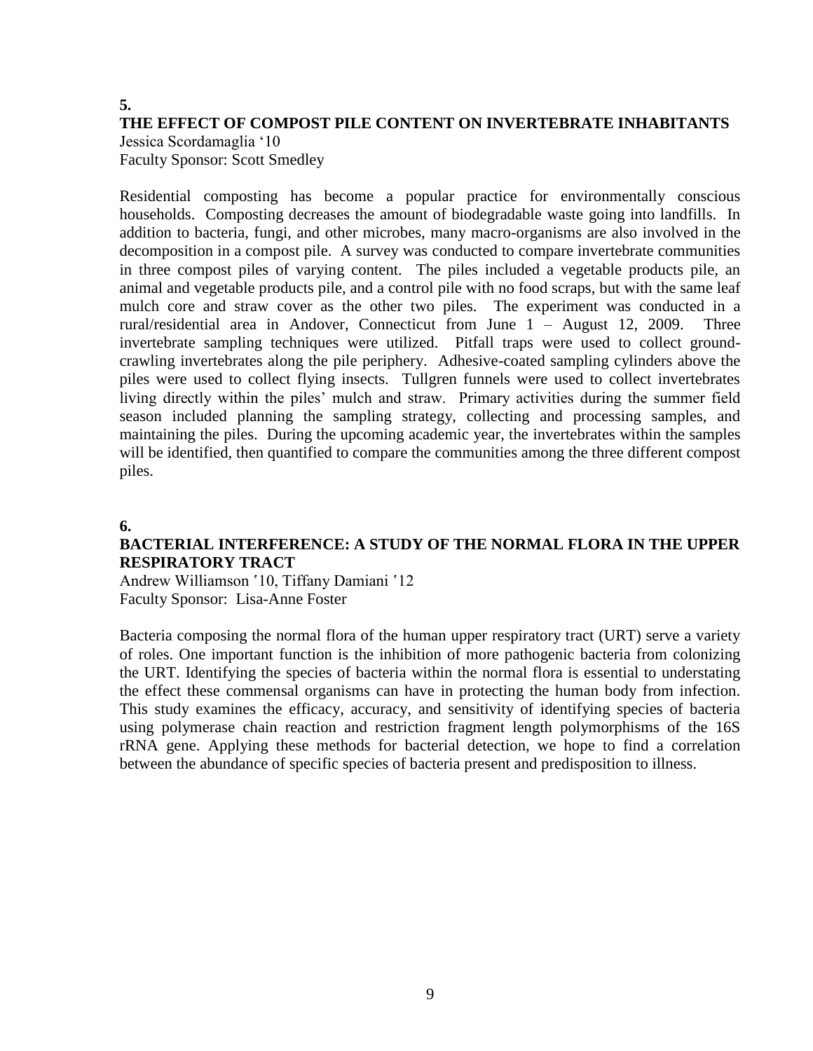**5.**

## THE EFFECT OF COMPOST PILE CONTENT ON INVERTEBRATE INHABITANTS

Jessica Scordamaglia '10
Faculty Sponsor: Scott Smedley

Residential composting has become a popular practice for environmentally conscious households. Composting decreases the amount of biodegradable waste going into landfills. In addition to bacteria, fungi, and other microbes, many macro-organisms are also involved in the decomposition in a compost pile. A survey was conducted to compare invertebrate communities in three compost piles of varying content. The piles included a vegetable products pile, an animal and vegetable products pile, and a control pile with no food scraps, but with the same leaf mulch core and straw cover as the other two piles. The experiment was conducted in a rural/residential area in Andover, Connecticut from June 1 – August 12, 2009. Three invertebrate sampling techniques were utilized. Pitfall traps were used to collect ground-crawling invertebrates along the pile periphery. Adhesive-coated sampling cylinders above the piles were used to collect flying insects. Tullgren funnels were used to collect invertebrates living directly within the piles' mulch and straw. Primary activities during the summer field season included planning the sampling strategy, collecting and processing samples, and maintaining the piles. During the upcoming academic year, the invertebrates within the samples will be identified, then quantified to compare the communities among the three different compost piles.

**6.**

## BACTERIAL INTERFERENCE: A STUDY OF THE NORMAL FLORA IN THE UPPER RESPIRATORY TRACT

Andrew Williamson '10, Tiffany Damiani '12
Faculty Sponsor: Lisa-Anne Foster

Bacteria composing the normal flora of the human upper respiratory tract (URT) serve a variety of roles. One important function is the inhibition of more pathogenic bacteria from colonizing the URT. Identifying the species of bacteria within the normal flora is essential to understating the effect these commensal organisms can have in protecting the human body from infection. This study examines the efficacy, accuracy, and sensitivity of identifying species of bacteria using polymerase chain reaction and restriction fragment length polymorphisms of the 16S rRNA gene. Applying these methods for bacterial detection, we hope to find a correlation between the abundance of specific species of bacteria present and predisposition to illness.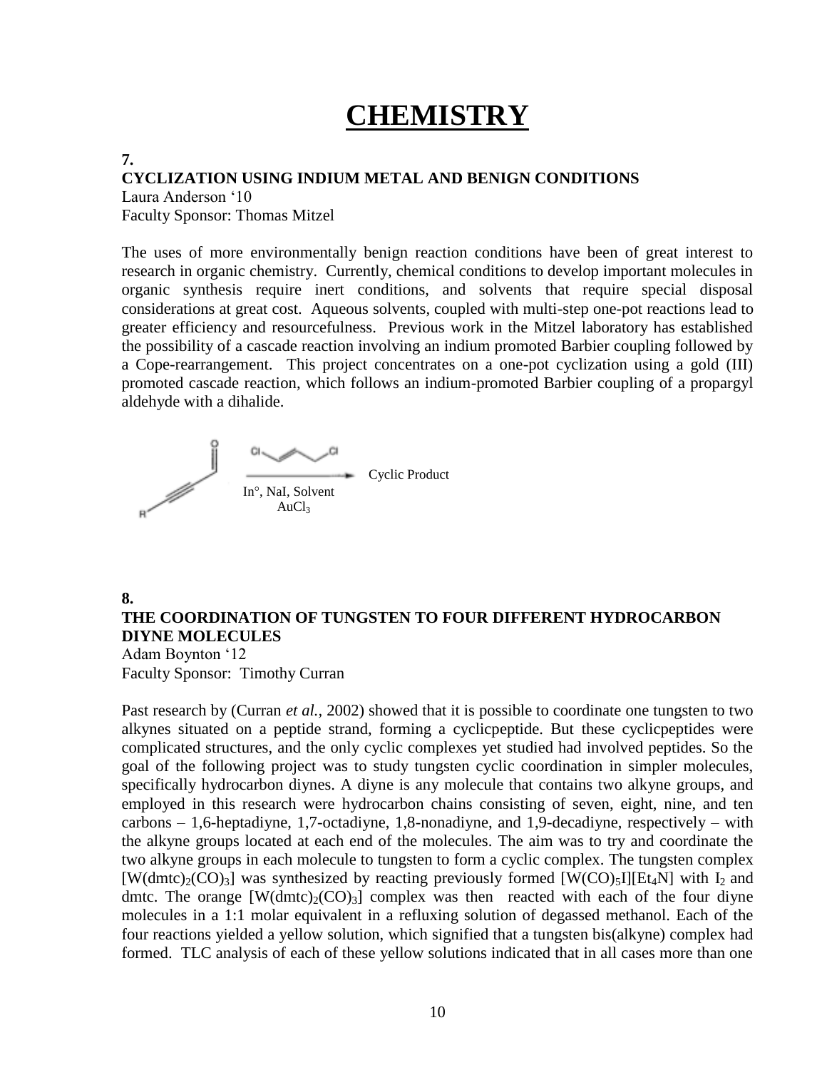# CHEMISTRY

**7.**

**CYCLIZATION USING INDIUM METAL AND BENIGN CONDITIONS**

Laura Anderson '10

Faculty Sponsor: Thomas Mitzel

The uses of more environmentally benign reaction conditions have been of great interest to research in organic chemistry. Currently, chemical conditions to develop important molecules in organic synthesis require inert conditions, and solvents that require special disposal considerations at great cost. Aqueous solvents, coupled with multi-step one-pot reactions lead to greater efficiency and resourcefulness. Previous work in the Mitzel laboratory has established the possibility of a cascade reaction involving an indium promoted Barbier coupling followed by a Cope-rearrangement. This project concentrates on a one-pot cyclization using a gold (III) promoted cascade reaction, which follows an indium-promoted Barbier coupling of a propargyl aldehyde with a dihalide.

Cl Cl

Cyclic Product

In°, NaI, Solvent

$AuCl_3$

R

**8.**

**THE COORDINATION OF TUNGSTEN TO FOUR DIFFERENT HYDROCARBON DIYNE MOLECULES**

Adam Boynton '12

Faculty Sponsor: Timothy Curran

Past research by (Curran *et al.,* 2002) showed that it is possible to coordinate one tungsten to two alkynes situated on a peptide strand, forming a cyclicpeptide. But these cyclicpeptides were complicated structures, and the only cyclic complexes yet studied had involved peptides. So the goal of the following project was to study tungsten cyclic coordination in simpler molecules, specifically hydrocarbon diynes. A diyne is any molecule that contains two alkyne groups, and employed in this research were hydrocarbon chains consisting of seven, eight, nine, and ten carbons – 1,6-heptadiyne, 1,7-octadiyne, 1,8-nonadiyne, and 1,9-decadiyne, respectively – with the alkyne groups located at each end of the molecules. The aim was to try and coordinate the two alkyne groups in each molecule to tungsten to form a cyclic complex. The tungsten complex $[W(dmtc)_2(CO)_3]$ was synthesized by reacting previously formed $[W(CO)_5I][Et_4N]$ with $I_2$ and dmtc. The orange $[W(dmtc)_2(CO)_3]$ complex was then reacted with each of the four diyne molecules in a 1:1 molar equivalent in a refluxing solution of degassed methanol. Each of the four reactions yielded a yellow solution, which signified that a tungsten bis(alkyne) complex had formed. TLC analysis of each of these yellow solutions indicated that in all cases more than one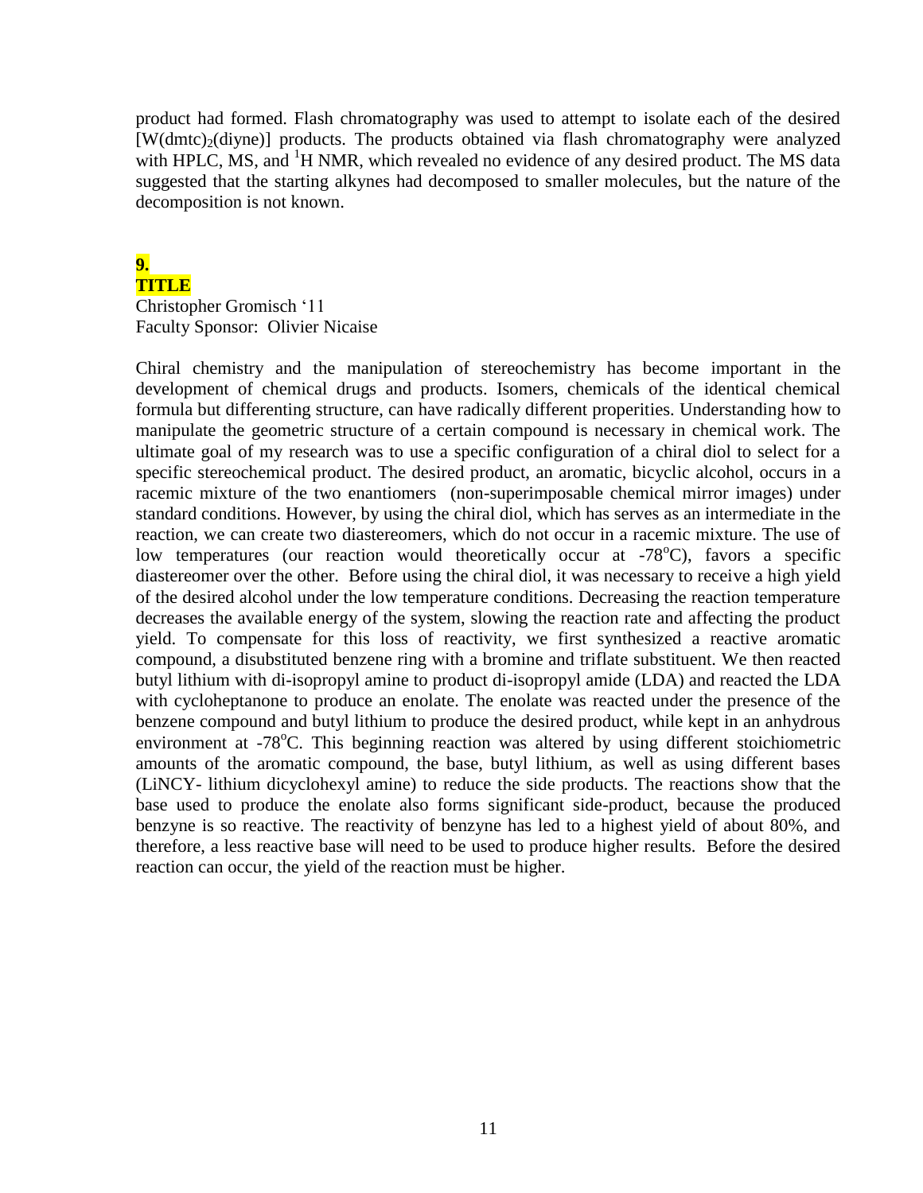product had formed. Flash chromatography was used to attempt to isolate each of the desired $[W(dmtc)_2(diyne)]$ products. The products obtained via flash chromatography were analyzed with HPLC, MS, and $^1H$ NMR, which revealed no evidence of any desired product. The MS data suggested that the starting alkynes had decomposed to smaller molecules, but the nature of the decomposition is not known.

**9.**
**TITLE**

Christopher Gromisch '11
Faculty Sponsor: Olivier Nicaise

Chiral chemistry and the manipulation of stereochemistry has become important in the development of chemical drugs and products. Isomers, chemicals of the identical chemical formula but differentating structure, can have radically different properities. Understanding how to manipulate the geometric structure of a certain compound is necessary in chemical work. The ultimate goal of my research was to use a specific configuration of a chiral diol to select for a specific stereochemical product. The desired product, an aromatic, bicyclic alcohol, occurs in a racemic mixture of the two enantiomers (non-superimposable chemical mirror images) under standard conditions. However, by using the chiral diol, which has serves as an intermediate in the reaction, we can create two diastereomers, which do not occur in a racemic mixture. The use of low temperatures (our reaction would theoretically occur at -78$^o$C), favors a specific diastereomer over the other. Before using the chiral diol, it was necessary to receive a high yield of the desired alcohol under the low temperature conditions. Decreasing the reaction temperature decreases the available energy of the system, slowing the reaction rate and affecting the product yield. To compensate for this loss of reactivity, we first synthesized a reactive aromatic compound, a disubstituted benzene ring with a bromine and triflate substituent. We then reacted butyl lithium with di-isopropyl amine to product di-isopropyl amide (LDA) and reacted the LDA with cycloheptanone to produce an enolate. The enolate was reacted under the presence of the benzene compound and butyl lithium to produce the desired product, while kept in an anhydrous environment at -78$^o$C. This beginning reaction was altered by using different stoichiometric amounts of the aromatic compound, the base, butyl lithium, as well as using different bases (LiNCY- lithium dicyclohexyl amine) to reduce the side products. The reactions show that the base used to produce the enolate also forms significant side-product, because the produced benzyne is so reactive. The reactivity of benzyne has led to a highest yield of about 80%, and therefore, a less reactive base will need to be used to produce higher results. Before the desired reaction can occur, the yield of the reaction must be higher.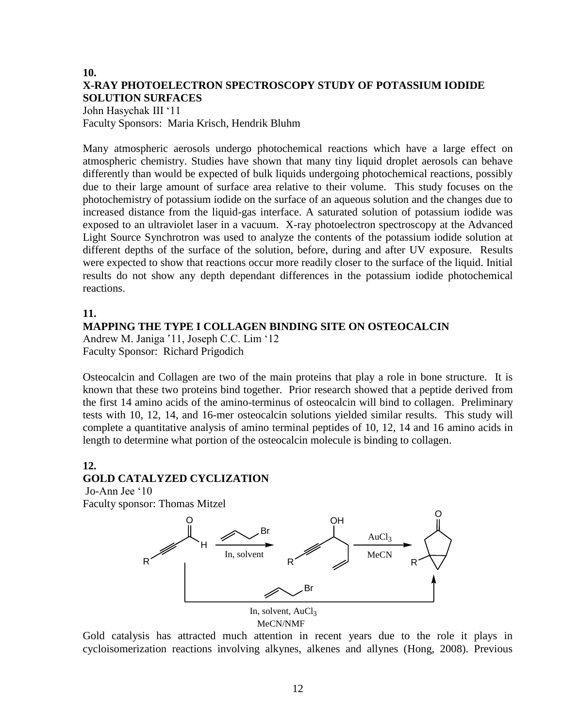**10.**

**X-RAY PHOTOELECTRON SPECTROSCOPY STUDY OF POTASSIUM IODIDE SOLUTION SURFACES**

John Hasychak III '11
Faculty Sponsors: Maria Krisch, Hendrik Bluhm

Many atmospheric aerosols undergo photochemical reactions which have a large effect on atmospheric chemistry. Studies have shown that many tiny liquid droplet aerosols can behave differently than would be expected of bulk liquids undergoing photochemical reactions, possibly due to their large amount of surface area relative to their volume. This study focuses on the photochemistry of potassium iodide on the surface of an aqueous solution and the changes due to increased distance from the liquid-gas interface. A saturated solution of potassium iodide was exposed to an ultraviolet laser in a vacuum. X-ray photoelectron spectroscopy at the Advanced Light Source Synchrotron was used to analyze the contents of the potassium iodide solution at different depths of the surface of the solution, before, during and after UV exposure. Results were expected to show that reactions occur more readily closer to the surface of the liquid. Initial results do not show any depth dependant differences in the potassium iodide photochemical reactions.

**11.**

**MAPPING THE TYPE I COLLAGEN BINDING SITE ON OSTEOCALCIN**

Andrew M. Janiga '11, Joseph C.C. Lim '12
Faculty Sponsor: Richard Prigodich

Osteocalcin and Collagen are two of the main proteins that play a role in bone structure. It is known that these two proteins bind together. Prior research showed that a peptide derived from the first 14 amino acids of the amino-terminus of osteocalcin will bind to collagen. Preliminary tests with 10, 12, 14, and 16-mer osteocalcin solutions yielded similar results. This study will complete a quantitative analysis of amino terminal peptides of 10, 12, 14 and 16 amino acids in length to determine what portion of the osteocalcin molecule is binding to collagen.

**12.**

**GOLD CATALYZED CYCLIZATION**

Jo-Ann Jee '10
Faculty sponsor: Thomas Mitzel

O
H
R
Br
In, solvent
OH
R
$AuCl_3$
MeCN
O
R
Br
In, solvent, $AuCl_3$
MeCN/NMF

Gold catalysis has attracted much attention in recent years due to the role it plays in cycloisomerization reactions involving alkynes, alkenes and allynes (Hong, 2008). Previous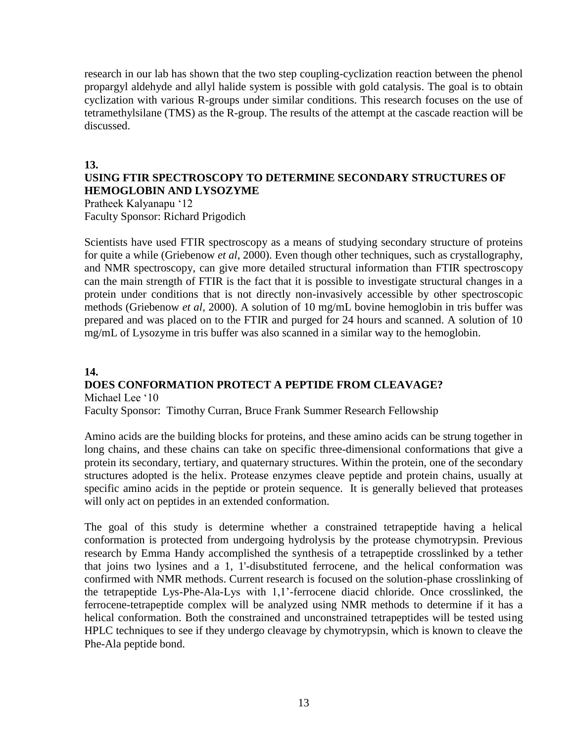research in our lab has shown that the two step coupling-cyclization reaction between the phenol propargyl aldehyde and allyl halide system is possible with gold catalysis. The goal is to obtain cyclization with various R-groups under similar conditions. This research focuses on the use of tetramethylsilane (TMS) as the R-group. The results of the attempt at the cascade reaction will be discussed.

**13.**

**USING FTIR SPECTROSCOPY TO DETERMINE SECONDARY STRUCTURES OF HEMOGLOBIN AND LYSOZYME**

Pratheek Kalyanapu '12
Faculty Sponsor: Richard Prigodich

Scientists have used FTIR spectroscopy as a means of studying secondary structure of proteins for quite a while (Griebenow *et al*, 2000). Even though other techniques, such as crystallography, and NMR spectroscopy, can give more detailed structural information than FTIR spectroscopy can the main strength of FTIR is the fact that it is possible to investigate structural changes in a protein under conditions that is not directly non-invasively accessible by other spectroscopic methods (Griebenow *et al*, 2000). A solution of 10 mg/mL bovine hemoglobin in tris buffer was prepared and was placed on to the FTIR and purged for 24 hours and scanned. A solution of 10 mg/mL of Lysozyme in tris buffer was also scanned in a similar way to the hemoglobin.

**14.**

**DOES CONFORMATION PROTECT A PEPTIDE FROM CLEAVAGE?**

Michael Lee '10
Faculty Sponsor: Timothy Curran, Bruce Frank Summer Research Fellowship

Amino acids are the building blocks for proteins, and these amino acids can be strung together in long chains, and these chains can take on specific three-dimensional conformations that give a protein its secondary, tertiary, and quaternary structures. Within the protein, one of the secondary structures adopted is the helix. Protease enzymes cleave peptide and protein chains, usually at specific amino acids in the peptide or protein sequence. It is generally believed that proteases will only act on peptides in an extended conformation.

The goal of this study is determine whether a constrained tetrapeptide having a helical conformation is protected from undergoing hydrolysis by the protease chymotrypsin. Previous research by Emma Handy accomplished the synthesis of a tetrapeptide crosslinked by a tether that joins two lysines and a 1, 1'-disubstituted ferrocene, and the helical conformation was confirmed with NMR methods. Current research is focused on the solution-phase crosslinking of the tetrapeptide Lys-Phe-Ala-Lys with 1,1'-ferrocene diacid chloride. Once crosslinked, the ferrocene-tetrapeptide complex will be analyzed using NMR methods to determine if it has a helical conformation. Both the constrained and unconstrained tetrapeptides will be tested using HPLC techniques to see if they undergo cleavage by chymotrypsin, which is known to cleave the Phe-Ala peptide bond.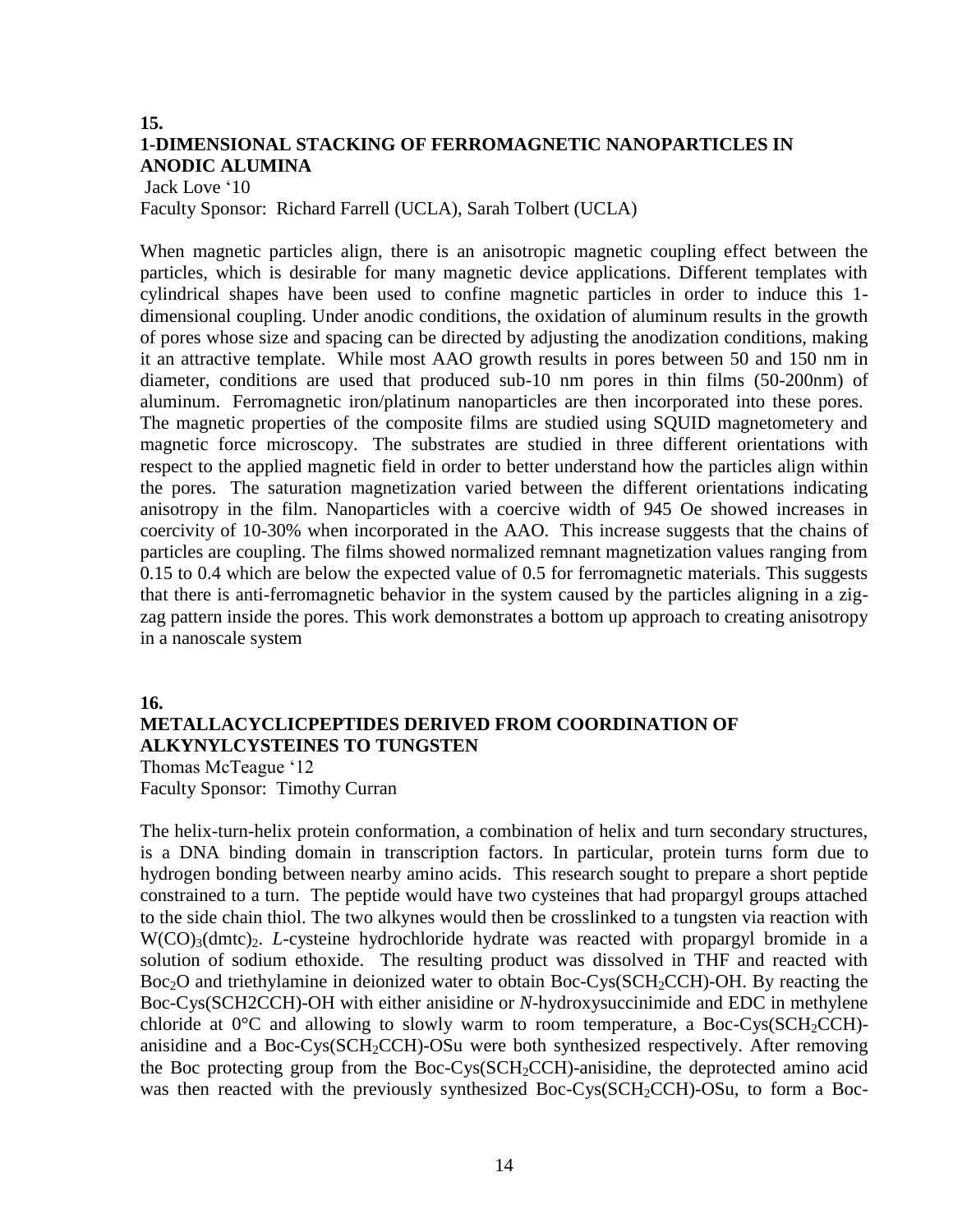**15.**

**1-DIMENSIONAL STACKING OF FERROMAGNETIC NANOPARTICLES IN ANODIC ALUMINA**

Jack Love '10

Faculty Sponsor: Richard Farrell (UCLA), Sarah Tolbert (UCLA)

When magnetic particles align, there is an anisotropic magnetic coupling effect between the particles, which is desirable for many magnetic device applications. Different templates with cylindrical shapes have been used to confine magnetic particles in order to induce this 1-dimensional coupling. Under anodic conditions, the oxidation of aluminum results in the growth of pores whose size and spacing can be directed by adjusting the anodization conditions, making it an attractive template. While most AAO growth results in pores between 50 and 150 nm in diameter, conditions are used that produced sub-10 nm pores in thin films (50-200nm) of aluminum. Ferromagnetic iron/platinum nanoparticles are then incorporated into these pores. The magnetic properties of the composite films are studied using SQUID magnetometery and magnetic force microscopy. The substrates are studied in three different orientations with respect to the applied magnetic field in order to better understand how the particles align within the pores. The saturation magnetization varied between the different orientations indicating anisotropy in the film. Nanoparticles with a coercive width of 945 Oe showed increases in coercivity of 10-30% when incorporated in the AAO. This increase suggests that the chains of particles are coupling. The films showed normalized remnant magnetization values ranging from 0.15 to 0.4 which are below the expected value of 0.5 for ferromagnetic materials. This suggests that there is anti-ferromagnetic behavior in the system caused by the particles aligning in a zig-zag pattern inside the pores. This work demonstrates a bottom up approach to creating anisotropy in a nanoscale system

**16.**

**METALLACYCLICPEPTIDES DERIVED FROM COORDINATION OF ALKYNYLCYSTEINES TO TUNGSTEN**

Thomas McTeague '12

Faculty Sponsor: Timothy Curran

The helix-turn-helix protein conformation, a combination of helix and turn secondary structures, is a DNA binding domain in transcription factors. In particular, protein turns form due to hydrogen bonding between nearby amino acids. This research sought to prepare a short peptide constrained to a turn. The peptide would have two cysteines that had propargyl groups attached to the side chain thiol. The two alkynes would then be crosslinked to a tungsten via reaction with $W(CO)_3(dmtc)_2$. *L*-cysteine hydrochloride hydrate was reacted with propargyl bromide in a solution of sodium ethoxide. The resulting product was dissolved in THF and reacted with $Boc_2O$ and triethylamine in deionized water to obtain Boc-Cys($SCH_2CCH$)-OH. By reacting the Boc-Cys(SCH2CCH)-OH with either anisidine or *N*-hydroxysuccinimide and EDC in methylene chloride at 0°C and allowing to slowly warm to room temperature, a Boc-Cys($SCH_2CCH$)-anisidine and a Boc-Cys($SCH_2CCH$)-OSu were both synthesized respectively. After removing the Boc protecting group from the Boc-Cys($SCH_2CCH$)-anisidine, the deprotected amino acid was then reacted with the previously synthesized Boc-Cys($SCH_2CCH$)-OSu, to form a Boc-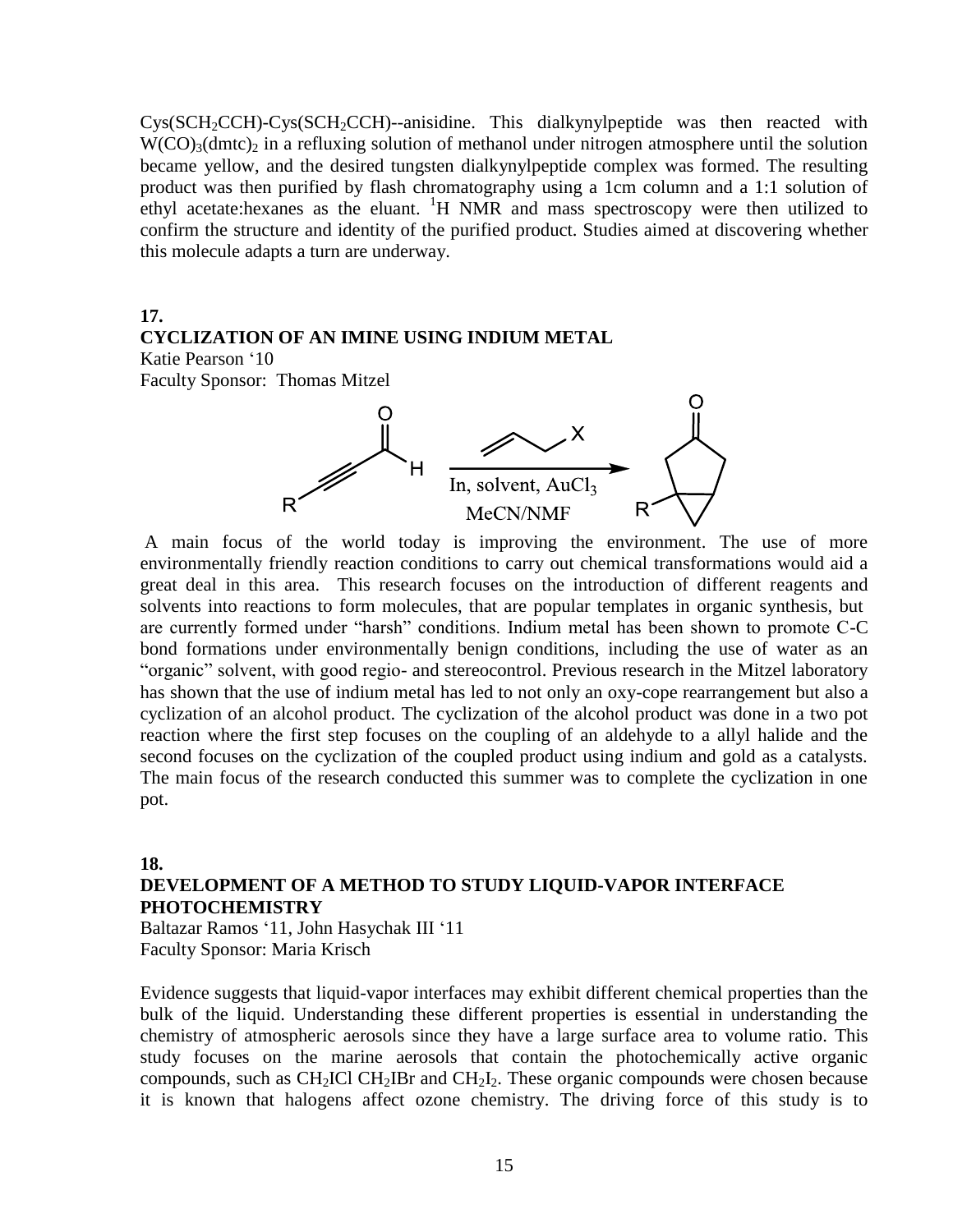$Cys(SCH_2CCH)$-$Cys(SCH_2CCH)$--anisidine. This dialkynylpeptide was then reacted with $W(CO)_3(dmtc)_2$ in a refluxing solution of methanol under nitrogen atmosphere until the solution became yellow, and the desired tungsten dialkynylpeptide complex was formed. The resulting product was then purified by flash chromatography using a 1cm column and a 1:1 solution of ethyl acetate:hexanes as the eluant. $^1H$ NMR and mass spectroscopy were then utilized to confirm the structure and identity of the purified product. Studies aimed at discovering whether this molecule adapts a turn are underway.

**17.**

## CYCLIZATION OF AN IMINE USING INDIUM METAL

Katie Pearson '10

Faculty Sponsor: Thomas Mitzel

In, solvent, $AuCl_3$

MeCN/NMF

A main focus of the world today is improving the environment. The use of more environmentally friendly reaction conditions to carry out chemical transformations would aid a great deal in this area. This research focuses on the introduction of different reagents and solvents into reactions to form molecules, that are popular templates in organic synthesis, but are currently formed under "harsh" conditions. Indium metal has been shown to promote C-C bond formations under environmentally benign conditions, including the use of water as an "organic" solvent, with good regio- and stereocontrol. Previous research in the Mitzel laboratory has shown that the use of indium metal has led to not only an oxy-cope rearrangement but also a cyclization of an alcohol product. The cyclization of the alcohol product was done in a two pot reaction where the first step focuses on the coupling of an aldehyde to a allyl halide and the second focuses on the cyclization of the coupled product using indium and gold as a catalysts. The main focus of the research conducted this summer was to complete the cyclization in one pot.

**18.**

## DEVELOPMENT OF A METHOD TO STUDY LIQUID-VAPOR INTERFACE PHOTOCHEMISTRY

Baltazar Ramos '11, John Hasychak III '11

Faculty Sponsor: Maria Krisch

Evidence suggests that liquid-vapor interfaces may exhibit different chemical properties than the bulk of the liquid. Understanding these different properties is essential in understanding the chemistry of atmospheric aerosols since they have a large surface area to volume ratio. This study focuses on the marine aerosols that contain the photochemically active organic compounds, such as $CH_2ICl$ $CH_2IBr$ and $CH_2I_2$. These organic compounds were chosen because it is known that halogens affect ozone chemistry. The driving force of this study is to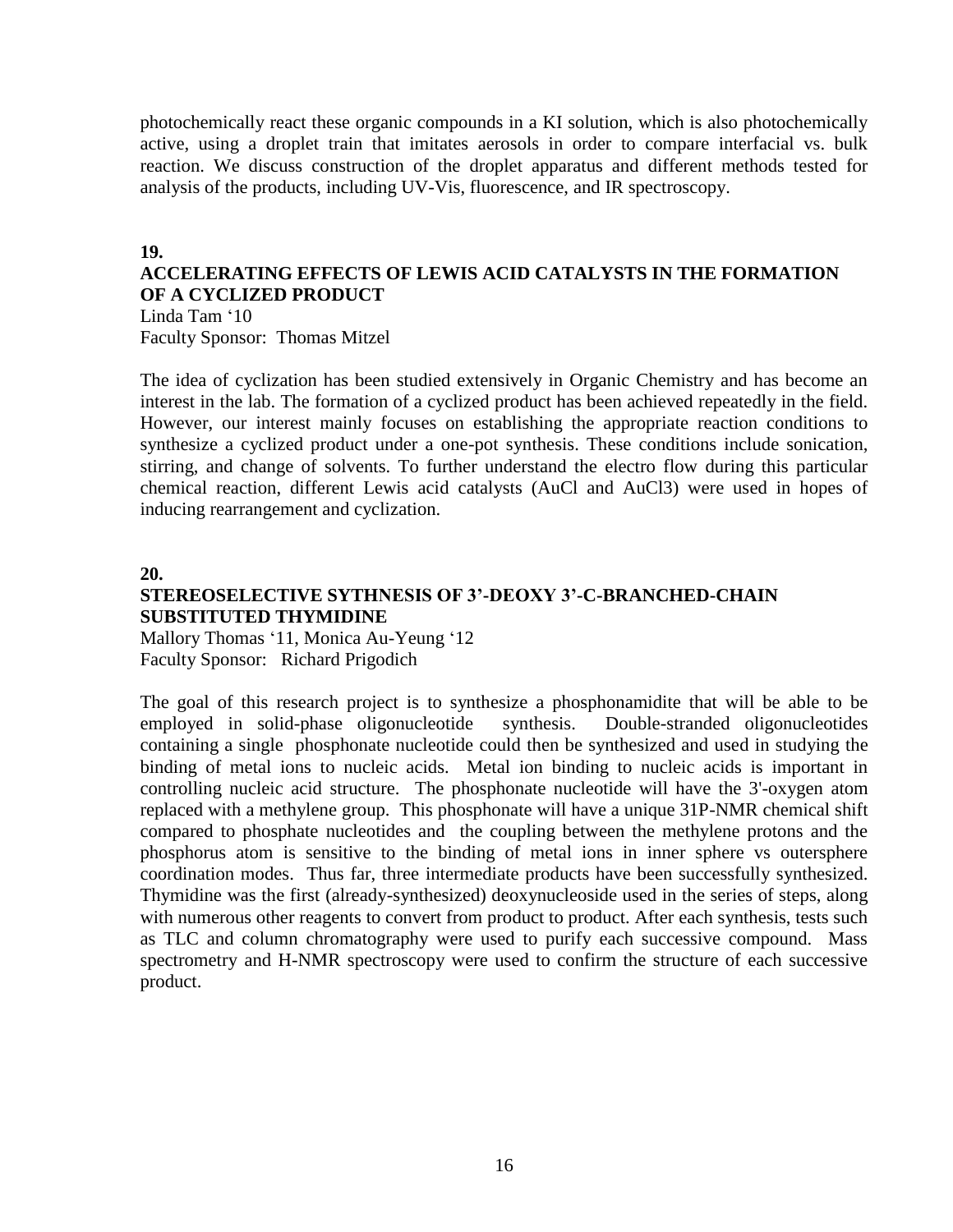photochemically react these organic compounds in a KI solution, which is also photochemically active, using a droplet train that imitates aerosols in order to compare interfacial vs. bulk reaction. We discuss construction of the droplet apparatus and different methods tested for analysis of the products, including UV-Vis, fluorescence, and IR spectroscopy.

**19.**

### ACCELERATING EFFECTS OF LEWIS ACID CATALYSTS IN THE FORMATION OF A CYCLIZED PRODUCT

Linda Tam '10
Faculty Sponsor: Thomas Mitzel

The idea of cyclization has been studied extensively in Organic Chemistry and has become an interest in the lab. The formation of a cyclized product has been achieved repeatedly in the field. However, our interest mainly focuses on establishing the appropriate reaction conditions to synthesize a cyclized product under a one-pot synthesis. These conditions include sonication, stirring, and change of solvents. To further understand the electro flow during this particular chemical reaction, different Lewis acid catalysts (AuCl and $AuCl_3$) were used in hopes of inducing rearrangement and cyclization.

**20.**

### STEREOSELECTIVE SYTHNESIS OF 3'-DEOXY 3'-C-BRANCHED-CHAIN SUBSTITUTED THYMIDINE

Mallory Thomas '11, Monica Au-Yeung '12
Faculty Sponsor: Richard Prigodich

The goal of this research project is to synthesize a phosphonamidite that will be able to be employed in solid-phase oligonucleotide synthesis. Double-stranded oligonucleotides containing a single phosphonate nucleotide could then be synthesized and used in studying the binding of metal ions to nucleic acids. Metal ion binding to nucleic acids is important in controlling nucleic acid structure. The phosphonate nucleotide will have the 3'-oxygen atom replaced with a methylene group. This phosphonate will have a unique 31P-NMR chemical shift compared to phosphate nucleotides and the coupling between the methylene protons and the phosphorus atom is sensitive to the binding of metal ions in inner sphere vs outersphere coordination modes. Thus far, three intermediate products have been successfully synthesized. Thymidine was the first (already-synthesized) deoxynucleoside used in the series of steps, along with numerous other reagents to convert from product to product. After each synthesis, tests such as TLC and column chromatography were used to purify each successive compound. Mass spectrometry and H-NMR spectroscopy were used to confirm the structure of each successive product.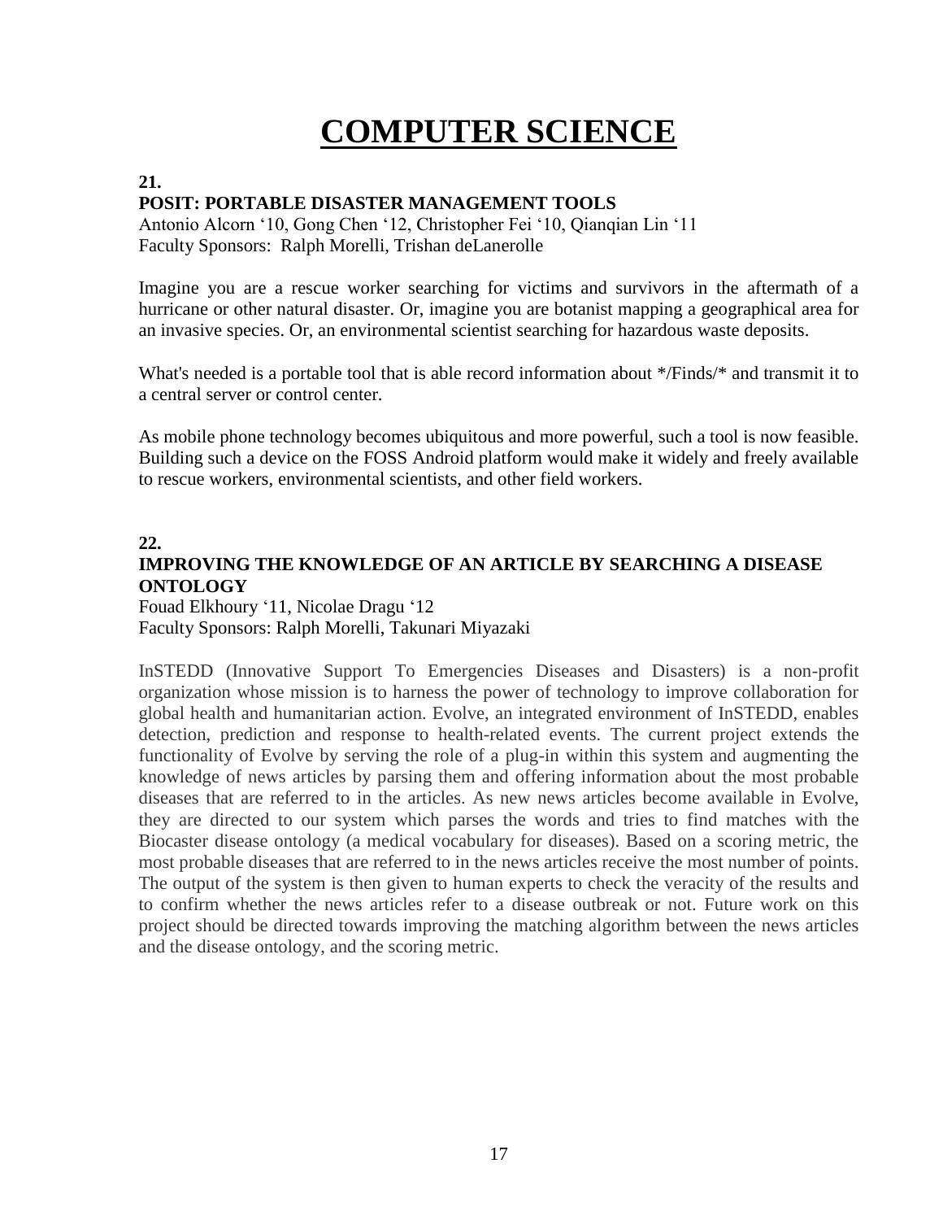# COMPUTER SCIENCE

**21.**

**POSIT: PORTABLE DISASTER MANAGEMENT TOOLS**

Antonio Alcorn '10, Gong Chen '12, Christopher Fei '10, Qianqian Lin '11
Faculty Sponsors: Ralph Morelli, Trishan deLanerolle

Imagine you are a rescue worker searching for victims and survivors in the aftermath of a hurricane or other natural disaster. Or, imagine you are botanist mapping a geographical area for an invasive species. Or, an environmental scientist searching for hazardous waste deposits.

What's needed is a portable tool that is able record information about */Finds/* and transmit it to a central server or control center.

As mobile phone technology becomes ubiquitous and more powerful, such a tool is now feasible. Building such a device on the FOSS Android platform would make it widely and freely available to rescue workers, environmental scientists, and other field workers.

**22.**

**IMPROVING THE KNOWLEDGE OF AN ARTICLE BY SEARCHING A DISEASE ONTOLOGY**

Fouad Elkhoury '11, Nicolae Dragu '12
Faculty Sponsors: Ralph Morelli, Takunari Miyazaki

InSTEDD (Innovative Support To Emergencies Diseases and Disasters) is a non-profit organization whose mission is to harness the power of technology to improve collaboration for global health and humanitarian action. Evolve, an integrated environment of InSTEDD, enables detection, prediction and response to health-related events. The current project extends the functionality of Evolve by serving the role of a plug-in within this system and augmenting the knowledge of news articles by parsing them and offering information about the most probable diseases that are referred to in the articles. As new news articles become available in Evolve, they are directed to our system which parses the words and tries to find matches with the Biocaster disease ontology (a medical vocabulary for diseases). Based on a scoring metric, the most probable diseases that are referred to in the news articles receive the most number of points. The output of the system is then given to human experts to check the veracity of the results and to confirm whether the news articles refer to a disease outbreak or not. Future work on this project should be directed towards improving the matching algorithm between the news articles and the disease ontology, and the scoring metric.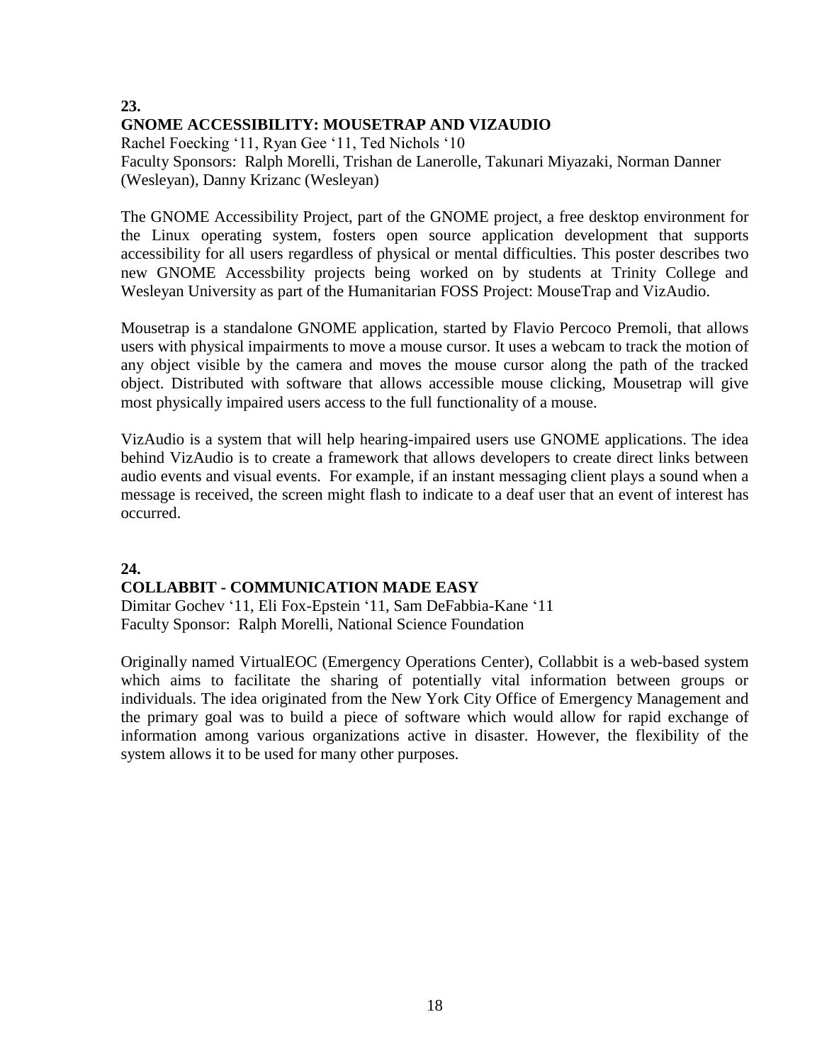**23.**

## GNOME ACCESSIBILITY: MOUSETRAP AND VIZAUDIO

Rachel Foecking '11, Ryan Gee '11, Ted Nichols '10
Faculty Sponsors: Ralph Morelli, Trishan de Lanerolle, Takunari Miyazaki, Norman Danner (Wesleyan), Danny Krizanc (Wesleyan)

The GNOME Accessibility Project, part of the GNOME project, a free desktop environment for the Linux operating system, fosters open source application development that supports accessibility for all users regardless of physical or mental difficulties. This poster describes two new GNOME Accessbility projects being worked on by students at Trinity College and Wesleyan University as part of the Humanitarian FOSS Project: MouseTrap and VizAudio.

Mousetrap is a standalone GNOME application, started by Flavio Percoco Premoli, that allows users with physical impairments to move a mouse cursor. It uses a webcam to track the motion of any object visible by the camera and moves the mouse cursor along the path of the tracked object. Distributed with software that allows accessible mouse clicking, Mousetrap will give most physically impaired users access to the full functionality of a mouse.

VizAudio is a system that will help hearing-impaired users use GNOME applications. The idea behind VizAudio is to create a framework that allows developers to create direct links between audio events and visual events. For example, if an instant messaging client plays a sound when a message is received, the screen might flash to indicate to a deaf user that an event of interest has occurred.

**24.**

## COLLABBIT - COMMUNICATION MADE EASY

Dimitar Gochev '11, Eli Fox-Epstein '11, Sam DeFabbia-Kane '11
Faculty Sponsor: Ralph Morelli, National Science Foundation

Originally named VirtualEOC (Emergency Operations Center), Collabbit is a web-based system which aims to facilitate the sharing of potentially vital information between groups or individuals. The idea originated from the New York City Office of Emergency Management and the primary goal was to build a piece of software which would allow for rapid exchange of information among various organizations active in disaster. However, the flexibility of the system allows it to be used for many other purposes.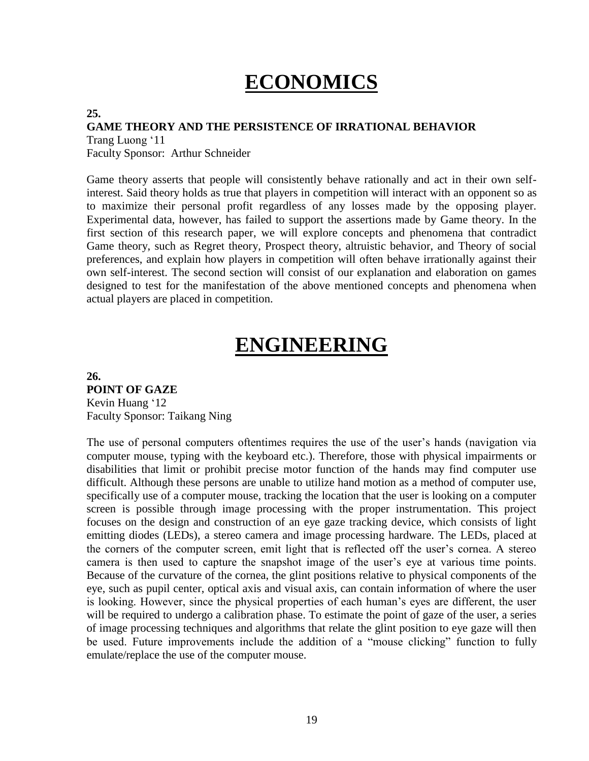# ECONOMICS

**25.**

**GAME THEORY AND THE PERSISTENCE OF IRRATIONAL BEHAVIOR**

Trang Luong '11

Faculty Sponsor: Arthur Schneider

Game theory asserts that people will consistently behave rationally and act in their own self-interest. Said theory holds as true that players in competition will interact with an opponent so as to maximize their personal profit regardless of any losses made by the opposing player. Experimental data, however, has failed to support the assertions made by Game theory. In the first section of this research paper, we will explore concepts and phenomena that contradict Game theory, such as Regret theory, Prospect theory, altruistic behavior, and Theory of social preferences, and explain how players in competition will often behave irrationally against their own self-interest. The second section will consist of our explanation and elaboration on games designed to test for the manifestation of the above mentioned concepts and phenomena when actual players are placed in competition.

# ENGINEERING

**26.**

**POINT OF GAZE**

Kevin Huang '12

Faculty Sponsor: Taikang Ning

The use of personal computers oftentimes requires the use of the user's hands (navigation via computer mouse, typing with the keyboard etc.). Therefore, those with physical impairments or disabilities that limit or prohibit precise motor function of the hands may find computer use difficult. Although these persons are unable to utilize hand motion as a method of computer use, specifically use of a computer mouse, tracking the location that the user is looking on a computer screen is possible through image processing with the proper instrumentation. This project focuses on the design and construction of an eye gaze tracking device, which consists of light emitting diodes (LEDs), a stereo camera and image processing hardware. The LEDs, placed at the corners of the computer screen, emit light that is reflected off the user's cornea. A stereo camera is then used to capture the snapshot image of the user's eye at various time points. Because of the curvature of the cornea, the glint positions relative to physical components of the eye, such as pupil center, optical axis and visual axis, can contain information of where the user is looking. However, since the physical properties of each human's eyes are different, the user will be required to undergo a calibration phase. To estimate the point of gaze of the user, a series of image processing techniques and algorithms that relate the glint position to eye gaze will then be used. Future improvements include the addition of a "mouse clicking" function to fully emulate/replace the use of the computer mouse.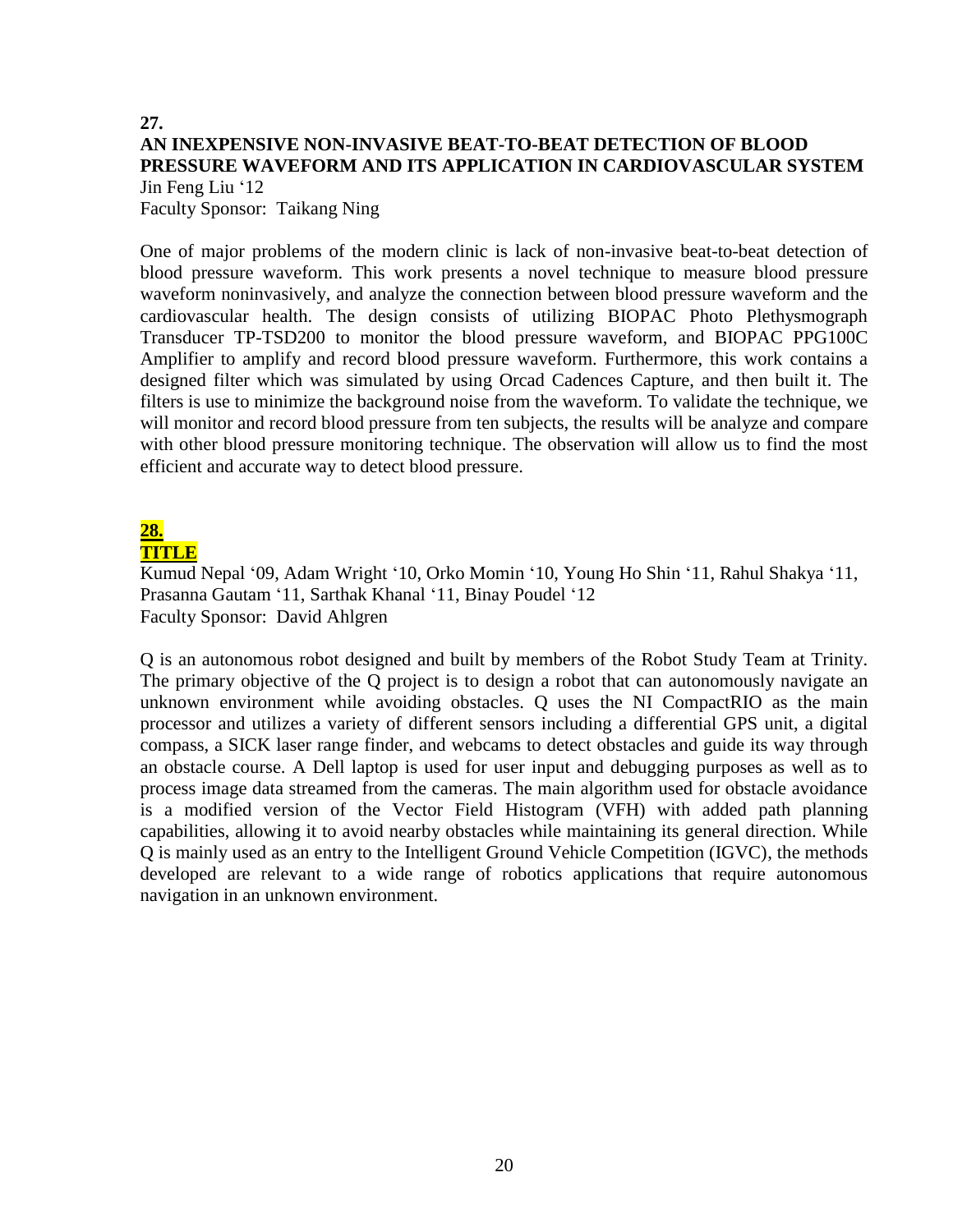**27.**

**AN INEXPENSIVE NON-INVASIVE BEAT-TO-BEAT DETECTION OF BLOOD PRESSURE WAVEFORM AND ITS APPLICATION IN CARDIOVASCULAR SYSTEM**

Jin Feng Liu '12
Faculty Sponsor: Taikang Ning

One of major problems of the modern clinic is lack of non-invasive beat-to-beat detection of blood pressure waveform. This work presents a novel technique to measure blood pressure waveform noninvasively, and analyze the connection between blood pressure waveform and the cardiovascular health. The design consists of utilizing BIOPAC Photo Plethysmograph Transducer TP-TSD200 to monitor the blood pressure waveform, and BIOPAC PPG100C Amplifier to amplify and record blood pressure waveform. Furthermore, this work contains a designed filter which was simulated by using Orcad Cadences Capture, and then built it. The filters is use to minimize the background noise from the waveform. To validate the technique, we will monitor and record blood pressure from ten subjects, the results will be analyze and compare with other blood pressure monitoring technique. The observation will allow us to find the most efficient and accurate way to detect blood pressure.

**28.**

**TITLE**

Kumud Nepal '09, Adam Wright '10, Orko Momin '10, Young Ho Shin '11, Rahul Shakya '11, Prasanna Gautam '11, Sarthak Khanal '11, Binay Poudel '12
Faculty Sponsor: David Ahlgren

Q is an autonomous robot designed and built by members of the Robot Study Team at Trinity. The primary objective of the Q project is to design a robot that can autonomously navigate an unknown environment while avoiding obstacles. Q uses the NI CompactRIO as the main processor and utilizes a variety of different sensors including a differential GPS unit, a digital compass, a SICK laser range finder, and webcams to detect obstacles and guide its way through an obstacle course. A Dell laptop is used for user input and debugging purposes as well as to process image data streamed from the cameras. The main algorithm used for obstacle avoidance is a modified version of the Vector Field Histogram (VFH) with added path planning capabilities, allowing it to avoid nearby obstacles while maintaining its general direction. While Q is mainly used as an entry to the Intelligent Ground Vehicle Competition (IGVC), the methods developed are relevant to a wide range of robotics applications that require autonomous navigation in an unknown environment.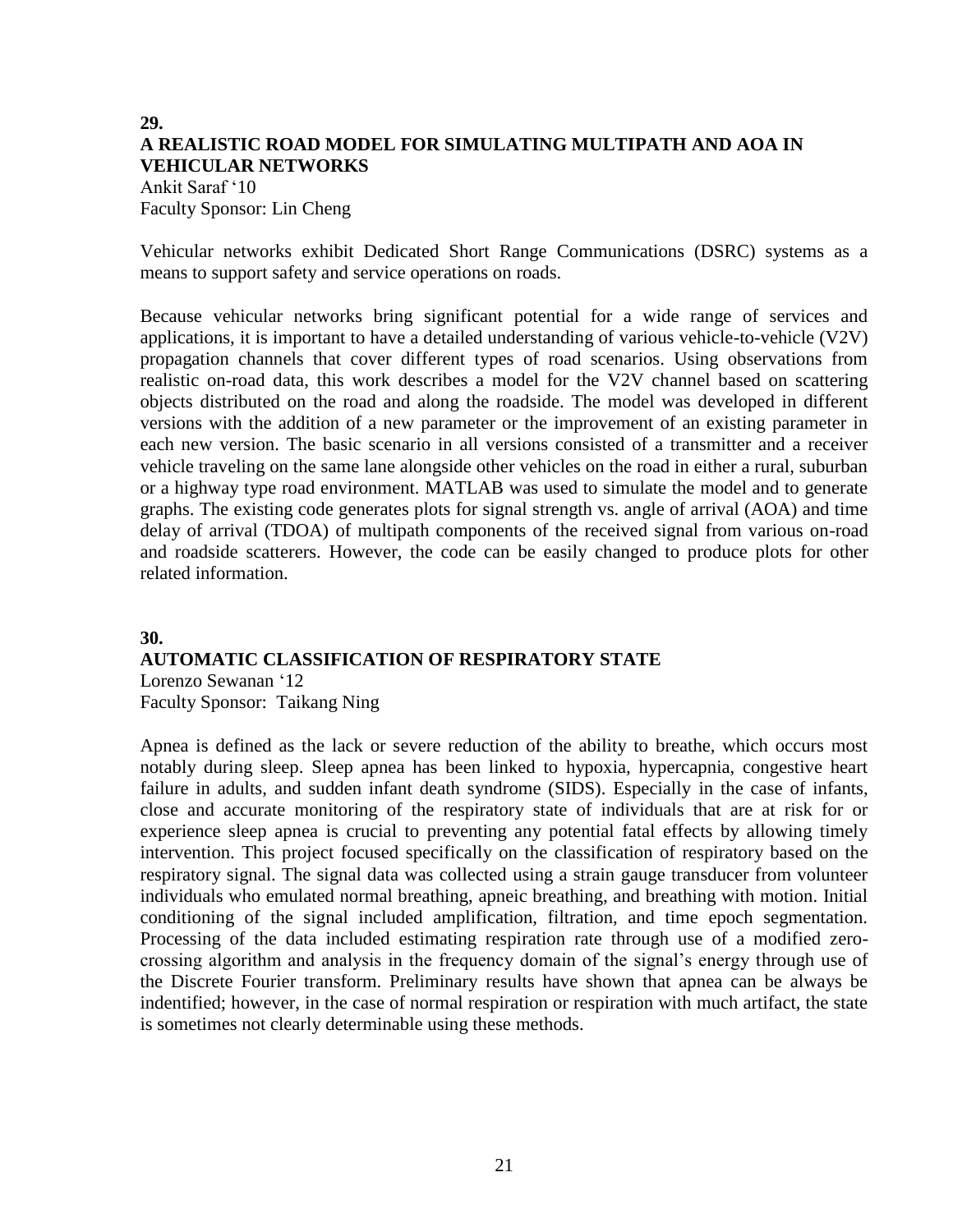**29.**

## A REALISTIC ROAD MODEL FOR SIMULATING MULTIPATH AND AOA IN VEHICULAR NETWORKS

Ankit Saraf '10
Faculty Sponsor: Lin Cheng

Vehicular networks exhibit Dedicated Short Range Communications (DSRC) systems as a means to support safety and service operations on roads.

Because vehicular networks bring significant potential for a wide range of services and applications, it is important to have a detailed understanding of various vehicle-to-vehicle (V2V) propagation channels that cover different types of road scenarios. Using observations from realistic on-road data, this work describes a model for the V2V channel based on scattering objects distributed on the road and along the roadside. The model was developed in different versions with the addition of a new parameter or the improvement of an existing parameter in each new version. The basic scenario in all versions consisted of a transmitter and a receiver vehicle traveling on the same lane alongside other vehicles on the road in either a rural, suburban or a highway type road environment. MATLAB was used to simulate the model and to generate graphs. The existing code generates plots for signal strength vs. angle of arrival (AOA) and time delay of arrival (TDOA) of multipath components of the received signal from various on-road and roadside scatterers. However, the code can be easily changed to produce plots for other related information.

**30.**

## AUTOMATIC CLASSIFICATION OF RESPIRATORY STATE

Lorenzo Sewanan '12
Faculty Sponsor: Taikang Ning

Apnea is defined as the lack or severe reduction of the ability to breathe, which occurs most notably during sleep. Sleep apnea has been linked to hypoxia, hypercapnia, congestive heart failure in adults, and sudden infant death syndrome (SIDS). Especially in the case of infants, close and accurate monitoring of the respiratory state of individuals that are at risk for or experience sleep apnea is crucial to preventing any potential fatal effects by allowing timely intervention. This project focused specifically on the classification of respiratory based on the respiratory signal. The signal data was collected using a strain gauge transducer from volunteer individuals who emulated normal breathing, apneic breathing, and breathing with motion. Initial conditioning of the signal included amplification, filtration, and time epoch segmentation. Processing of the data included estimating respiration rate through use of a modified zero-crossing algorithm and analysis in the frequency domain of the signal's energy through use of the Discrete Fourier transform. Preliminary results have shown that apnea can be always be indentified; however, in the case of normal respiration or respiration with much artifact, the state is sometimes not clearly determinable using these methods.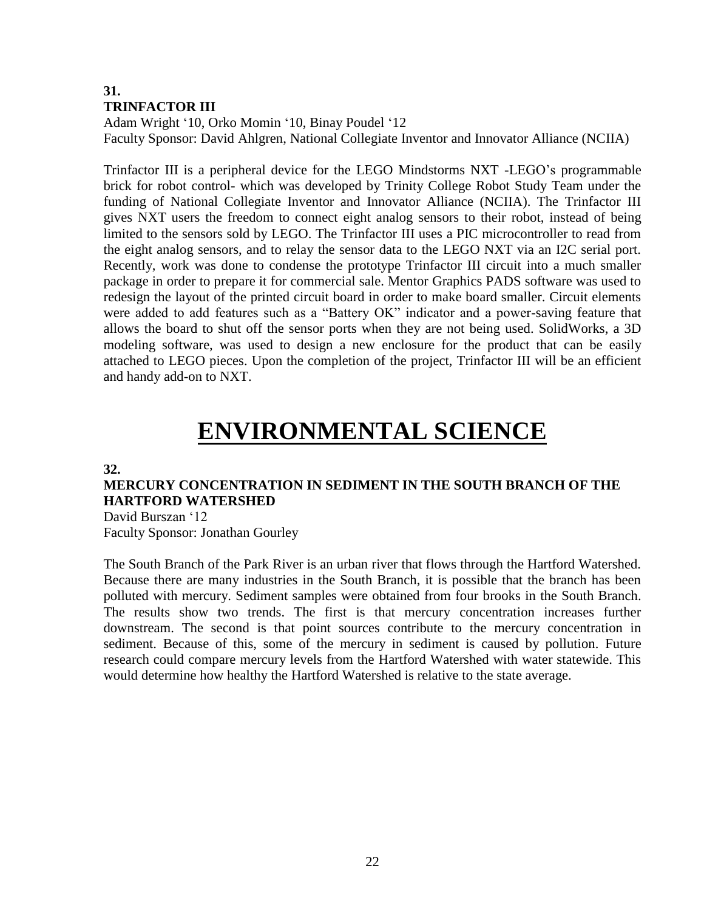**31.**

**TRINFACTOR III**

Adam Wright '10, Orko Momin '10, Binay Poudel '12
Faculty Sponsor: David Ahlgren, National Collegiate Inventor and Innovator Alliance (NCIIA)

Trinfactor III is a peripheral device for the LEGO Mindstorms NXT -LEGO's programmable brick for robot control- which was developed by Trinity College Robot Study Team under the funding of National Collegiate Inventor and Innovator Alliance (NCIIA). The Trinfactor III gives NXT users the freedom to connect eight analog sensors to their robot, instead of being limited to the sensors sold by LEGO. The Trinfactor III uses a PIC microcontroller to read from the eight analog sensors, and to relay the sensor data to the LEGO NXT via an I2C serial port. Recently, work was done to condense the prototype Trinfactor III circuit into a much smaller package in order to prepare it for commercial sale. Mentor Graphics PADS software was used to redesign the layout of the printed circuit board in order to make board smaller. Circuit elements were added to add features such as a "Battery OK" indicator and a power-saving feature that allows the board to shut off the sensor ports when they are not being used. SolidWorks, a 3D modeling software, was used to design a new enclosure for the product that can be easily attached to LEGO pieces. Upon the completion of the project, Trinfactor III will be an efficient and handy add-on to NXT.

# ENVIRONMENTAL SCIENCE

**32.**

**MERCURY CONCENTRATION IN SEDIMENT IN THE SOUTH BRANCH OF THE HARTFORD WATERSHED**

David Burszan '12
Faculty Sponsor: Jonathan Gourley

The South Branch of the Park River is an urban river that flows through the Hartford Watershed. Because there are many industries in the South Branch, it is possible that the branch has been polluted with mercury. Sediment samples were obtained from four brooks in the South Branch. The results show two trends. The first is that mercury concentration increases further downstream. The second is that point sources contribute to the mercury concentration in sediment. Because of this, some of the mercury in sediment is caused by pollution. Future research could compare mercury levels from the Hartford Watershed with water statewide. This would determine how healthy the Hartford Watershed is relative to the state average.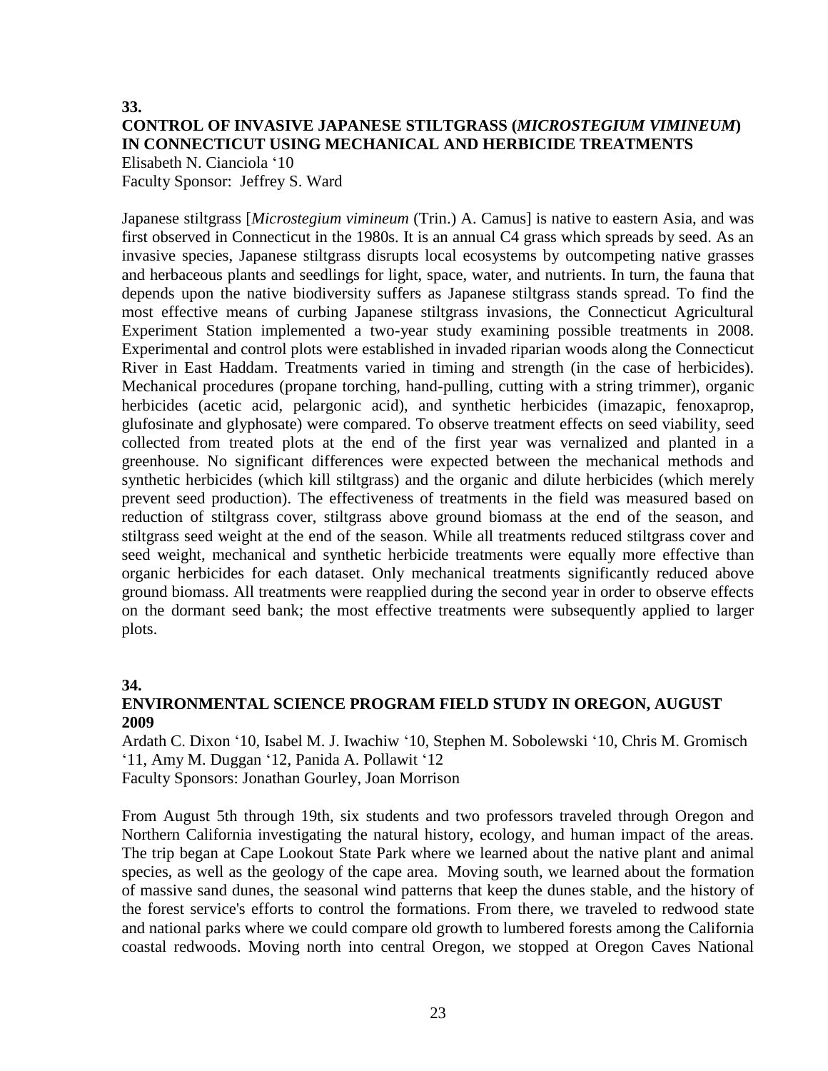**33.**

## CONTROL OF INVASIVE JAPANESE STILTGRASS (*MICROSTEGIUM VIMINEUM*) IN CONNECTICUT USING MECHANICAL AND HERBICIDE TREATMENTS

Elisabeth N. Cianciola '10
Faculty Sponsor: Jeffrey S. Ward

Japanese stiltgrass [*Microstegium vimineum* (Trin.) A. Camus] is native to eastern Asia, and was first observed in Connecticut in the 1980s. It is an annual C4 grass which spreads by seed. As an invasive species, Japanese stiltgrass disrupts local ecosystems by outcompeting native grasses and herbaceous plants and seedlings for light, space, water, and nutrients. In turn, the fauna that depends upon the native biodiversity suffers as Japanese stiltgrass stands spread. To find the most effective means of curbing Japanese stiltgrass invasions, the Connecticut Agricultural Experiment Station implemented a two-year study examining possible treatments in 2008. Experimental and control plots were established in invaded riparian woods along the Connecticut River in East Haddam. Treatments varied in timing and strength (in the case of herbicides). Mechanical procedures (propane torching, hand-pulling, cutting with a string trimmer), organic herbicides (acetic acid, pelargonic acid), and synthetic herbicides (imazapic, fenoxaprop, glufosinate and glyphosate) were compared. To observe treatment effects on seed viability, seed collected from treated plots at the end of the first year was vernalized and planted in a greenhouse. No significant differences were expected between the mechanical methods and synthetic herbicides (which kill stiltgrass) and the organic and dilute herbicides (which merely prevent seed production). The effectiveness of treatments in the field was measured based on reduction of stiltgrass cover, stiltgrass above ground biomass at the end of the season, and stiltgrass seed weight at the end of the season. While all treatments reduced stiltgrass cover and seed weight, mechanical and synthetic herbicide treatments were equally more effective than organic herbicides for each dataset. Only mechanical treatments significantly reduced above ground biomass. All treatments were reapplied during the second year in order to observe effects on the dormant seed bank; the most effective treatments were subsequently applied to larger plots.

**34.**

## ENVIRONMENTAL SCIENCE PROGRAM FIELD STUDY IN OREGON, AUGUST 2009

Ardath C. Dixon '10, Isabel M. J. Iwachiw '10, Stephen M. Sobolewski '10, Chris M. Gromisch '11, Amy M. Duggan '12, Panida A. Pollawit '12
Faculty Sponsors: Jonathan Gourley, Joan Morrison

From August 5th through 19th, six students and two professors traveled through Oregon and Northern California investigating the natural history, ecology, and human impact of the areas. The trip began at Cape Lookout State Park where we learned about the native plant and animal species, as well as the geology of the cape area. Moving south, we learned about the formation of massive sand dunes, the seasonal wind patterns that keep the dunes stable, and the history of the forest service's efforts to control the formations. From there, we traveled to redwood state and national parks where we could compare old growth to lumbered forests among the California coastal redwoods. Moving north into central Oregon, we stopped at Oregon Caves National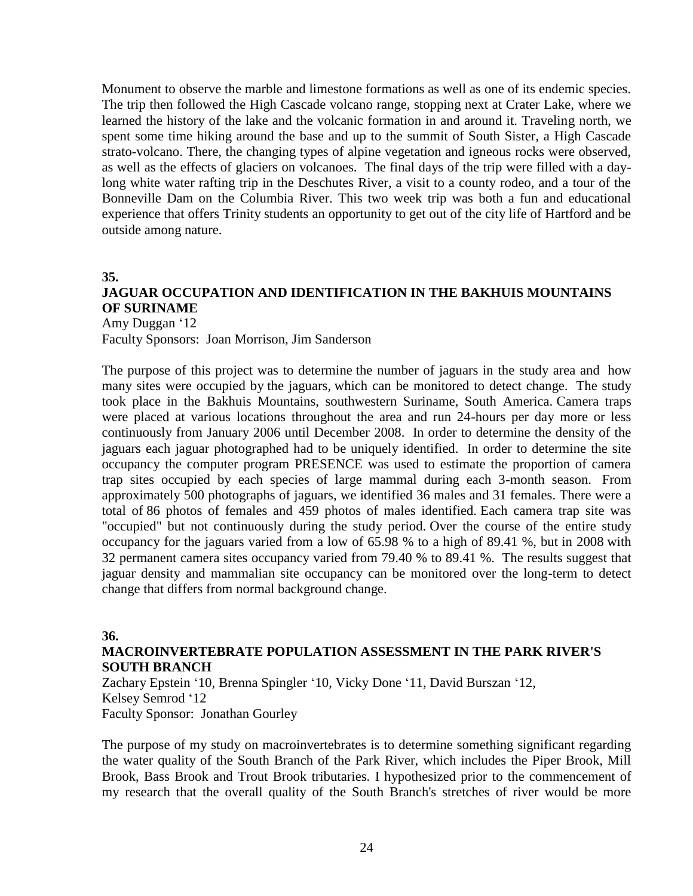Monument to observe the marble and limestone formations as well as one of its endemic species. The trip then followed the High Cascade volcano range, stopping next at Crater Lake, where we learned the history of the lake and the volcanic formation in and around it. Traveling north, we spent some time hiking around the base and up to the summit of South Sister, a High Cascade strato-volcano. There, the changing types of alpine vegetation and igneous rocks were observed, as well as the effects of glaciers on volcanoes. The final days of the trip were filled with a day-long white water rafting trip in the Deschutes River, a visit to a county rodeo, and a tour of the Bonneville Dam on the Columbia River. This two week trip was both a fun and educational experience that offers Trinity students an opportunity to get out of the city life of Hartford and be outside among nature.

**35.**

**JAGUAR OCCUPATION AND IDENTIFICATION IN THE BAKHUIS MOUNTAINS OF SURINAME**

Amy Duggan '12
Faculty Sponsors: Joan Morrison, Jim Sanderson

The purpose of this project was to determine the number of jaguars in the study area and how many sites were occupied by the jaguars, which can be monitored to detect change. The study took place in the Bakhuis Mountains, southwestern Suriname, South America. Camera traps were placed at various locations throughout the area and run 24-hours per day more or less continuously from January 2006 until December 2008. In order to determine the density of the jaguars each jaguar photographed had to be uniquely identified. In order to determine the site occupancy the computer program PRESENCE was used to estimate the proportion of camera trap sites occupied by each species of large mammal during each 3-month season. From approximately 500 photographs of jaguars, we identified 36 males and 31 females. There were a total of 86 photos of females and 459 photos of males identified. Each camera trap site was "occupied" but not continuously during the study period. Over the course of the entire study occupancy for the jaguars varied from a low of 65.98 % to a high of 89.41 %, but in 2008 with 32 permanent camera sites occupancy varied from 79.40 % to 89.41 %. The results suggest that jaguar density and mammalian site occupancy can be monitored over the long-term to detect change that differs from normal background change.

**36.**

**MACROINVERTEBRATE POPULATION ASSESSMENT IN THE PARK RIVER'S SOUTH BRANCH**

Zachary Epstein '10, Brenna Spingler '10, Vicky Done '11, David Burszan '12, Kelsey Semrod '12
Faculty Sponsor: Jonathan Gourley

The purpose of my study on macroinvertebrates is to determine something significant regarding the water quality of the South Branch of the Park River, which includes the Piper Brook, Mill Brook, Bass Brook and Trout Brook tributaries. I hypothesized prior to the commencement of my research that the overall quality of the South Branch's stretches of river would be more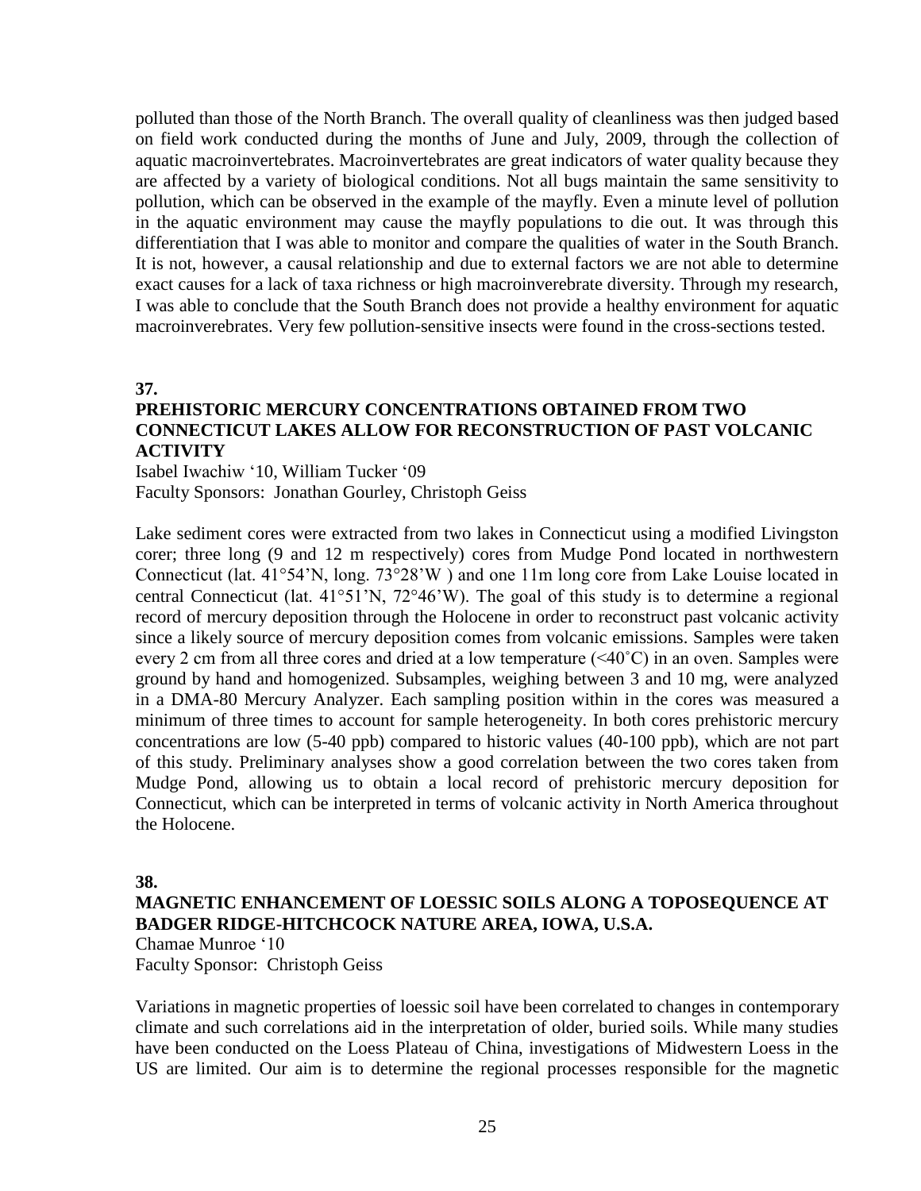polluted than those of the North Branch. The overall quality of cleanliness was then judged based on field work conducted during the months of June and July, 2009, through the collection of aquatic macroinvertebrates. Macroinvertebrates are great indicators of water quality because they are affected by a variety of biological conditions. Not all bugs maintain the same sensitivity to pollution, which can be observed in the example of the mayfly. Even a minute level of pollution in the aquatic environment may cause the mayfly populations to die out. It was through this differentiation that I was able to monitor and compare the qualities of water in the South Branch. It is not, however, a causal relationship and due to external factors we are not able to determine exact causes for a lack of taxa richness or high macroinverebrate diversity. Through my research, I was able to conclude that the South Branch does not provide a healthy environment for aquatic macroinverebrates. Very few pollution-sensitive insects were found in the cross-sections tested.

**37.**

### PREHISTORIC MERCURY CONCENTRATIONS OBTAINED FROM TWO CONNECTICUT LAKES ALLOW FOR RECONSTRUCTION OF PAST VOLCANIC ACTIVITY

Isabel Iwachiw '10, William Tucker '09
Faculty Sponsors: Jonathan Gourley, Christoph Geiss

Lake sediment cores were extracted from two lakes in Connecticut using a modified Livingston corer; three long (9 and 12 m respectively) cores from Mudge Pond located in northwestern Connecticut (lat. 41°54'N, long. 73°28'W ) and one 11m long core from Lake Louise located in central Connecticut (lat. 41°51'N, 72°46'W). The goal of this study is to determine a regional record of mercury deposition through the Holocene in order to reconstruct past volcanic activity since a likely source of mercury deposition comes from volcanic emissions. Samples were taken every 2 cm from all three cores and dried at a low temperature (<40˚C) in an oven. Samples were ground by hand and homogenized. Subsamples, weighing between 3 and 10 mg, were analyzed in a DMA-80 Mercury Analyzer. Each sampling position within in the cores was measured a minimum of three times to account for sample heterogeneity. In both cores prehistoric mercury concentrations are low (5-40 ppb) compared to historic values (40-100 ppb), which are not part of this study. Preliminary analyses show a good correlation between the two cores taken from Mudge Pond, allowing us to obtain a local record of prehistoric mercury deposition for Connecticut, which can be interpreted in terms of volcanic activity in North America throughout the Holocene.

**38.**

### MAGNETIC ENHANCEMENT OF LOESSIC SOILS ALONG A TOPOSEQUENCE AT BADGER RIDGE-HITCHCOCK NATURE AREA, IOWA, U.S.A.

Chamae Munroe '10
Faculty Sponsor: Christoph Geiss

Variations in magnetic properties of loessic soil have been correlated to changes in contemporary climate and such correlations aid in the interpretation of older, buried soils. While many studies have been conducted on the Loess Plateau of China, investigations of Midwestern Loess in the US are limited. Our aim is to determine the regional processes responsible for the magnetic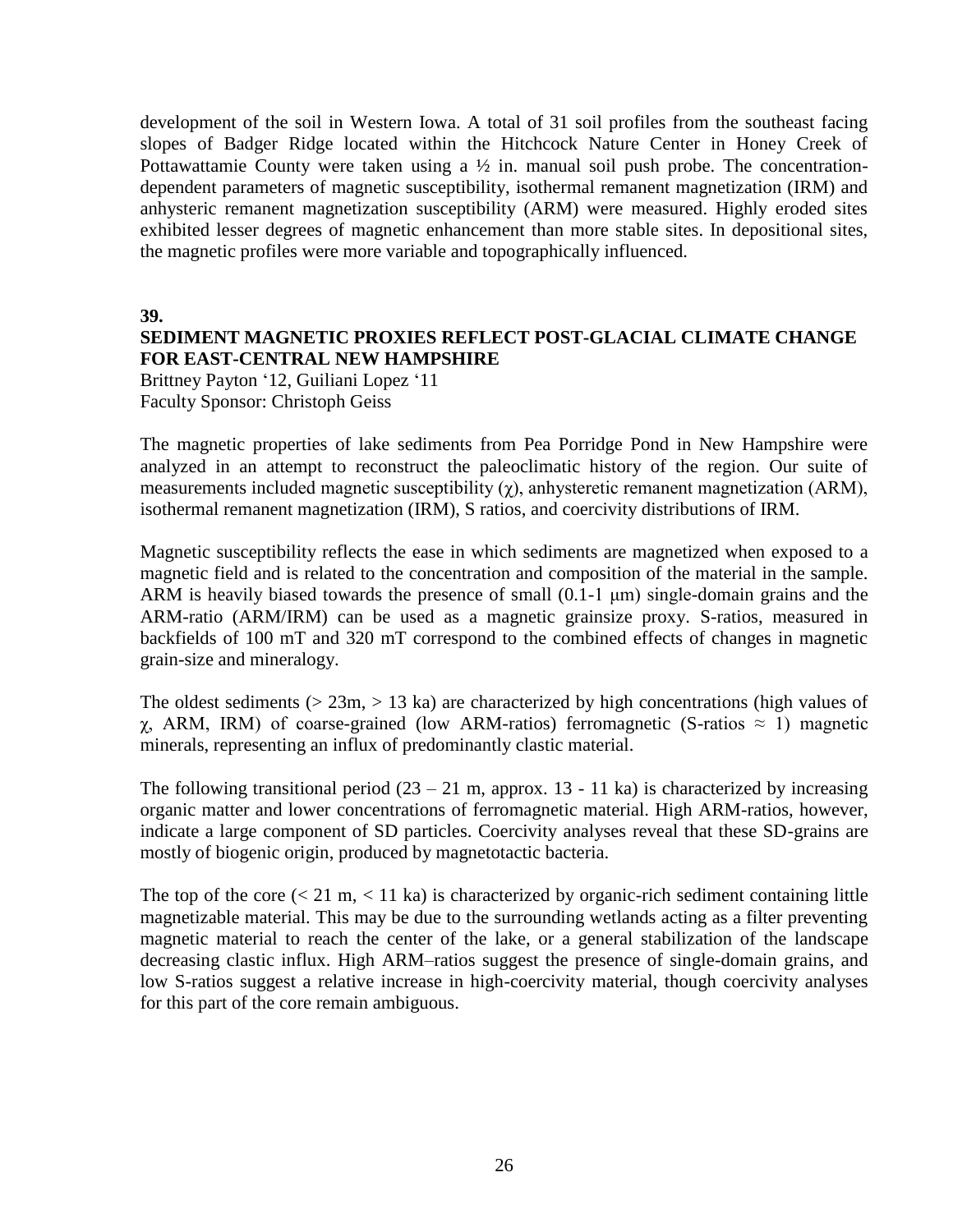development of the soil in Western Iowa. A total of 31 soil profiles from the southeast facing slopes of Badger Ridge located within the Hitchcock Nature Center in Honey Creek of Pottawattamie County were taken using a ½ in. manual soil push probe. The concentration-dependent parameters of magnetic susceptibility, isothermal remanent magnetization (IRM) and anhysteric remanent magnetization susceptibility (ARM) were measured. Highly eroded sites exhibited lesser degrees of magnetic enhancement than more stable sites. In depositional sites, the magnetic profiles were more variable and topographically influenced.

**39.**

**SEDIMENT MAGNETIC PROXIES REFLECT POST-GLACIAL CLIMATE CHANGE FOR EAST-CENTRAL NEW HAMPSHIRE**

Brittney Payton '12, Guiliani Lopez '11
Faculty Sponsor: Christoph Geiss

The magnetic properties of lake sediments from Pea Porridge Pond in New Hampshire were analyzed in an attempt to reconstruct the paleoclimatic history of the region. Our suite of measurements included magnetic susceptibility ($\chi$), anhysteretic remanent magnetization (ARM), isothermal remanent magnetization (IRM), S ratios, and coercivity distributions of IRM.

Magnetic susceptibility reflects the ease in which sediments are magnetized when exposed to a magnetic field and is related to the concentration and composition of the material in the sample. ARM is heavily biased towards the presence of small (0.1-1 μm) single-domain grains and the ARM-ratio (ARM/IRM) can be used as a magnetic grainsize proxy. S-ratios, measured in backfields of 100 mT and 320 mT correspond to the combined effects of changes in magnetic grain-size and mineralogy.

The oldest sediments (> 23m, > 13 ka) are characterized by high concentrations (high values of $\chi$, ARM, IRM) of coarse-grained (low ARM-ratios) ferromagnetic (S-ratios $\approx$ 1) magnetic minerals, representing an influx of predominantly clastic material.

The following transitional period (23 – 21 m, approx. 13 - 11 ka) is characterized by increasing organic matter and lower concentrations of ferromagnetic material. High ARM-ratios, however, indicate a large component of SD particles. Coercivity analyses reveal that these SD-grains are mostly of biogenic origin, produced by magnetotactic bacteria.

The top of the core (< 21 m, < 11 ka) is characterized by organic-rich sediment containing little magnetizable material. This may be due to the surrounding wetlands acting as a filter preventing magnetic material to reach the center of the lake, or a general stabilization of the landscape decreasing clastic influx. High ARM–ratios suggest the presence of single-domain grains, and low S-ratios suggest a relative increase in high-coercivity material, though coercivity analyses for this part of the core remain ambiguous.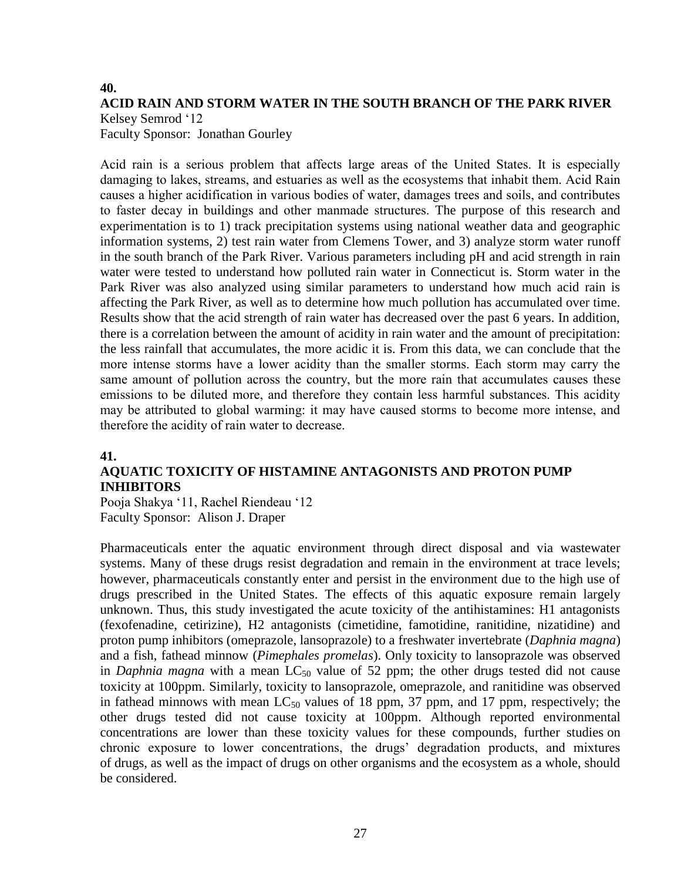**40.**

## ACID RAIN AND STORM WATER IN THE SOUTH BRANCH OF THE PARK RIVER

Kelsey Semrod '12
Faculty Sponsor: Jonathan Gourley

Acid rain is a serious problem that affects large areas of the United States. It is especially damaging to lakes, streams, and estuaries as well as the ecosystems that inhabit them. Acid Rain causes a higher acidification in various bodies of water, damages trees and soils, and contributes to faster decay in buildings and other manmade structures. The purpose of this research and experimentation is to 1) track precipitation systems using national weather data and geographic information systems, 2) test rain water from Clemens Tower, and 3) analyze storm water runoff in the south branch of the Park River. Various parameters including pH and acid strength in rain water were tested to understand how polluted rain water in Connecticut is. Storm water in the Park River was also analyzed using similar parameters to understand how much acid rain is affecting the Park River, as well as to determine how much pollution has accumulated over time. Results show that the acid strength of rain water has decreased over the past 6 years. In addition, there is a correlation between the amount of acidity in rain water and the amount of precipitation: the less rainfall that accumulates, the more acidic it is. From this data, we can conclude that the more intense storms have a lower acidity than the smaller storms. Each storm may carry the same amount of pollution across the country, but the more rain that accumulates causes these emissions to be diluted more, and therefore they contain less harmful substances. This acidity may be attributed to global warming: it may have caused storms to become more intense, and therefore the acidity of rain water to decrease.

**41.**

## AQUATIC TOXICITY OF HISTAMINE ANTAGONISTS AND PROTON PUMP INHIBITORS

Pooja Shakya '11, Rachel Riendeau '12
Faculty Sponsor: Alison J. Draper

Pharmaceuticals enter the aquatic environment through direct disposal and via wastewater systems. Many of these drugs resist degradation and remain in the environment at trace levels; however, pharmaceuticals constantly enter and persist in the environment due to the high use of drugs prescribed in the United States. The effects of this aquatic exposure remain largely unknown. Thus, this study investigated the acute toxicity of the antihistamines: H1 antagonists (fexofenadine, cetirizine), H2 antagonists (cimetidine, famotidine, ranitidine, nizatidine) and proton pump inhibitors (omeprazole, lansoprazole) to a freshwater invertebrate (*Daphnia magna*) and a fish, fathead minnow (*Pimephales promelas*). Only toxicity to lansoprazole was observed in *Daphnia magna* with a mean $LC_{50}$ value of 52 ppm; the other drugs tested did not cause toxicity at 100ppm. Similarly, toxicity to lansoprazole, omeprazole, and ranitidine was observed in fathead minnows with mean $LC_{50}$ values of 18 ppm, 37 ppm, and 17 ppm, respectively; the other drugs tested did not cause toxicity at 100ppm. Although reported environmental concentrations are lower than these toxicity values for these compounds, further studies on chronic exposure to lower concentrations, the drugs' degradation products, and mixtures of drugs, as well as the impact of drugs on other organisms and the ecosystem as a whole, should be considered.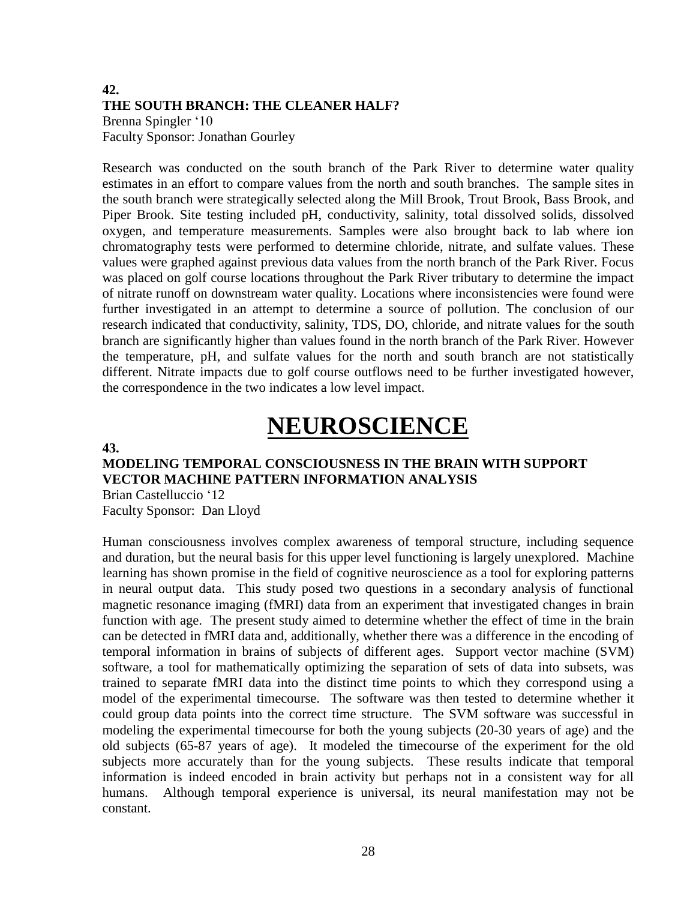**42.**
**THE SOUTH BRANCH: THE CLEANER HALF?**
Brenna Spingler '10
Faculty Sponsor: Jonathan Gourley

Research was conducted on the south branch of the Park River to determine water quality estimates in an effort to compare values from the north and south branches. The sample sites in the south branch were strategically selected along the Mill Brook, Trout Brook, Bass Brook, and Piper Brook. Site testing included pH, conductivity, salinity, total dissolved solids, dissolved oxygen, and temperature measurements. Samples were also brought back to lab where ion chromatography tests were performed to determine chloride, nitrate, and sulfate values. These values were graphed against previous data values from the north branch of the Park River. Focus was placed on golf course locations throughout the Park River tributary to determine the impact of nitrate runoff on downstream water quality. Locations where inconsistencies were found were further investigated in an attempt to determine a source of pollution. The conclusion of our research indicated that conductivity, salinity, TDS, DO, chloride, and nitrate values for the south branch are significantly higher than values found in the north branch of the Park River. However the temperature, pH, and sulfate values for the north and south branch are not statistically different. Nitrate impacts due to golf course outflows need to be further investigated however, the correspondence in the two indicates a low level impact.

# NEUROSCIENCE

**43.**
**MODELING TEMPORAL CONSCIOUSNESS IN THE BRAIN WITH SUPPORT VECTOR MACHINE PATTERN INFORMATION ANALYSIS**
Brian Castelluccio '12
Faculty Sponsor: Dan Lloyd

Human consciousness involves complex awareness of temporal structure, including sequence and duration, but the neural basis for this upper level functioning is largely unexplored. Machine learning has shown promise in the field of cognitive neuroscience as a tool for exploring patterns in neural output data. This study posed two questions in a secondary analysis of functional magnetic resonance imaging (fMRI) data from an experiment that investigated changes in brain function with age. The present study aimed to determine whether the effect of time in the brain can be detected in fMRI data and, additionally, whether there was a difference in the encoding of temporal information in brains of subjects of different ages. Support vector machine (SVM) software, a tool for mathematically optimizing the separation of sets of data into subsets, was trained to separate fMRI data into the distinct time points to which they correspond using a model of the experimental timecourse. The software was then tested to determine whether it could group data points into the correct time structure. The SVM software was successful in modeling the experimental timecourse for both the young subjects (20-30 years of age) and the old subjects (65-87 years of age). It modeled the timecourse of the experiment for the old subjects more accurately than for the young subjects. These results indicate that temporal information is indeed encoded in brain activity but perhaps not in a consistent way for all humans. Although temporal experience is universal, its neural manifestation may not be constant.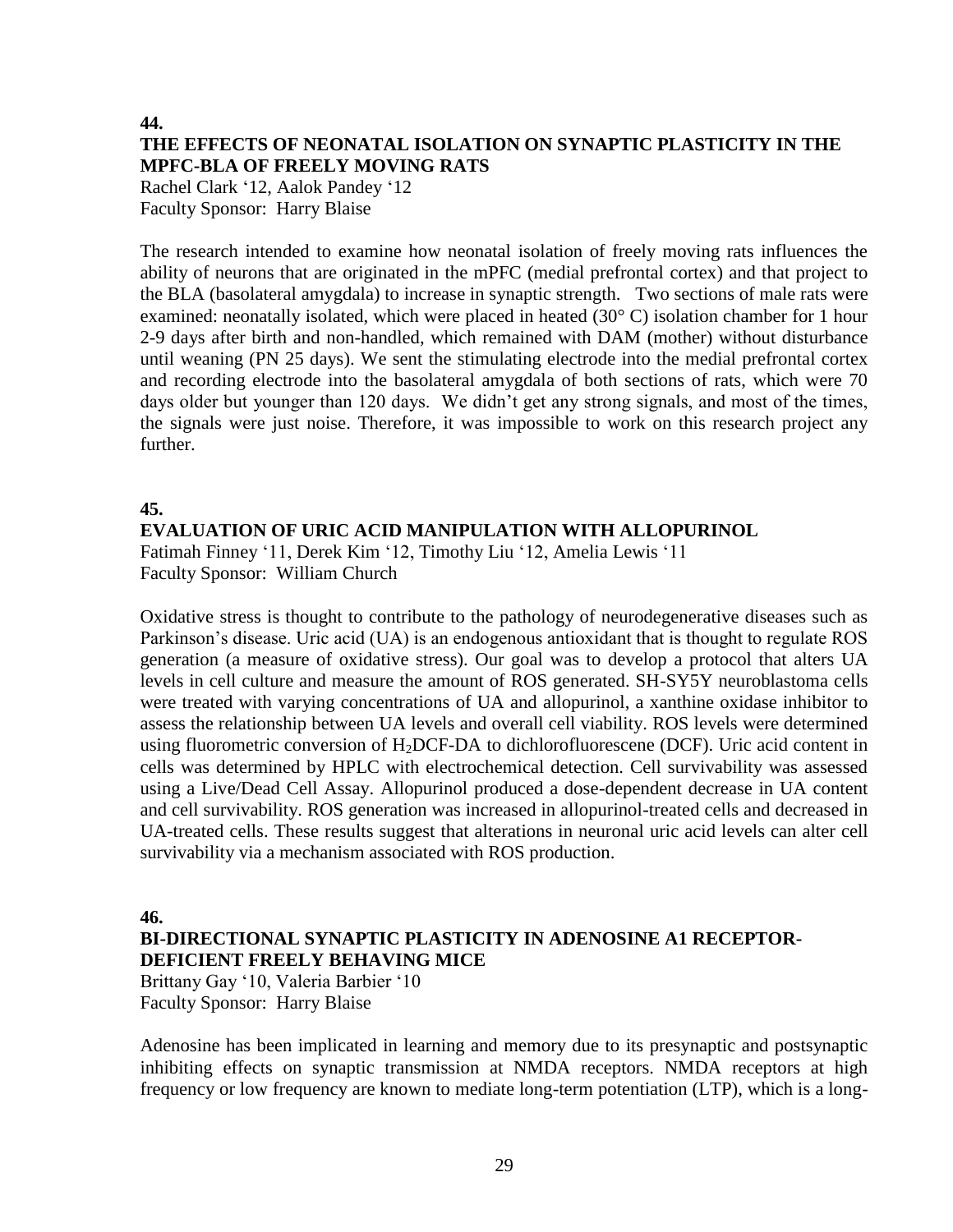**44.**

**THE EFFECTS OF NEONATAL ISOLATION ON SYNAPTIC PLASTICITY IN THE MPFC-BLA OF FREELY MOVING RATS**

Rachel Clark '12, Aalok Pandey '12
Faculty Sponsor: Harry Blaise

The research intended to examine how neonatal isolation of freely moving rats influences the ability of neurons that are originated in the mPFC (medial prefrontal cortex) and that project to the BLA (basolateral amygdala) to increase in synaptic strength. Two sections of male rats were examined: neonatally isolated, which were placed in heated (30° C) isolation chamber for 1 hour 2-9 days after birth and non-handled, which remained with DAM (mother) without disturbance until weaning (PN 25 days). We sent the stimulating electrode into the medial prefrontal cortex and recording electrode into the basolateral amygdala of both sections of rats, which were 70 days older but younger than 120 days. We didn't get any strong signals, and most of the times, the signals were just noise. Therefore, it was impossible to work on this research project any further.

**45.**

**EVALUATION OF URIC ACID MANIPULATION WITH ALLOPURINOL**

Fatimah Finney '11, Derek Kim '12, Timothy Liu '12, Amelia Lewis '11
Faculty Sponsor: William Church

Oxidative stress is thought to contribute to the pathology of neurodegenerative diseases such as Parkinson's disease. Uric acid (UA) is an endogenous antioxidant that is thought to regulate ROS generation (a measure of oxidative stress). Our goal was to develop a protocol that alters UA levels in cell culture and measure the amount of ROS generated. SH-SY5Y neuroblastoma cells were treated with varying concentrations of UA and allopurinol, a xanthine oxidase inhibitor to assess the relationship between UA levels and overall cell viability. ROS levels were determined using fluorometric conversion of $H_2$DCF-DA to dichlorofluorescene (DCF). Uric acid content in cells was determined by HPLC with electrochemical detection. Cell survivability was assessed using a Live/Dead Cell Assay. Allopurinol produced a dose-dependent decrease in UA content and cell survivability. ROS generation was increased in allopurinol-treated cells and decreased in UA-treated cells. These results suggest that alterations in neuronal uric acid levels can alter cell survivability via a mechanism associated with ROS production.

**46.**

**BI-DIRECTIONAL SYNAPTIC PLASTICITY IN ADENOSINE A1 RECEPTOR-DEFICIENT FREELY BEHAVING MICE**

Brittany Gay '10, Valeria Barbier '10
Faculty Sponsor: Harry Blaise

Adenosine has been implicated in learning and memory due to its presynaptic and postsynaptic inhibiting effects on synaptic transmission at NMDA receptors. NMDA receptors at high frequency or low frequency are known to mediate long-term potentiation (LTP), which is a long-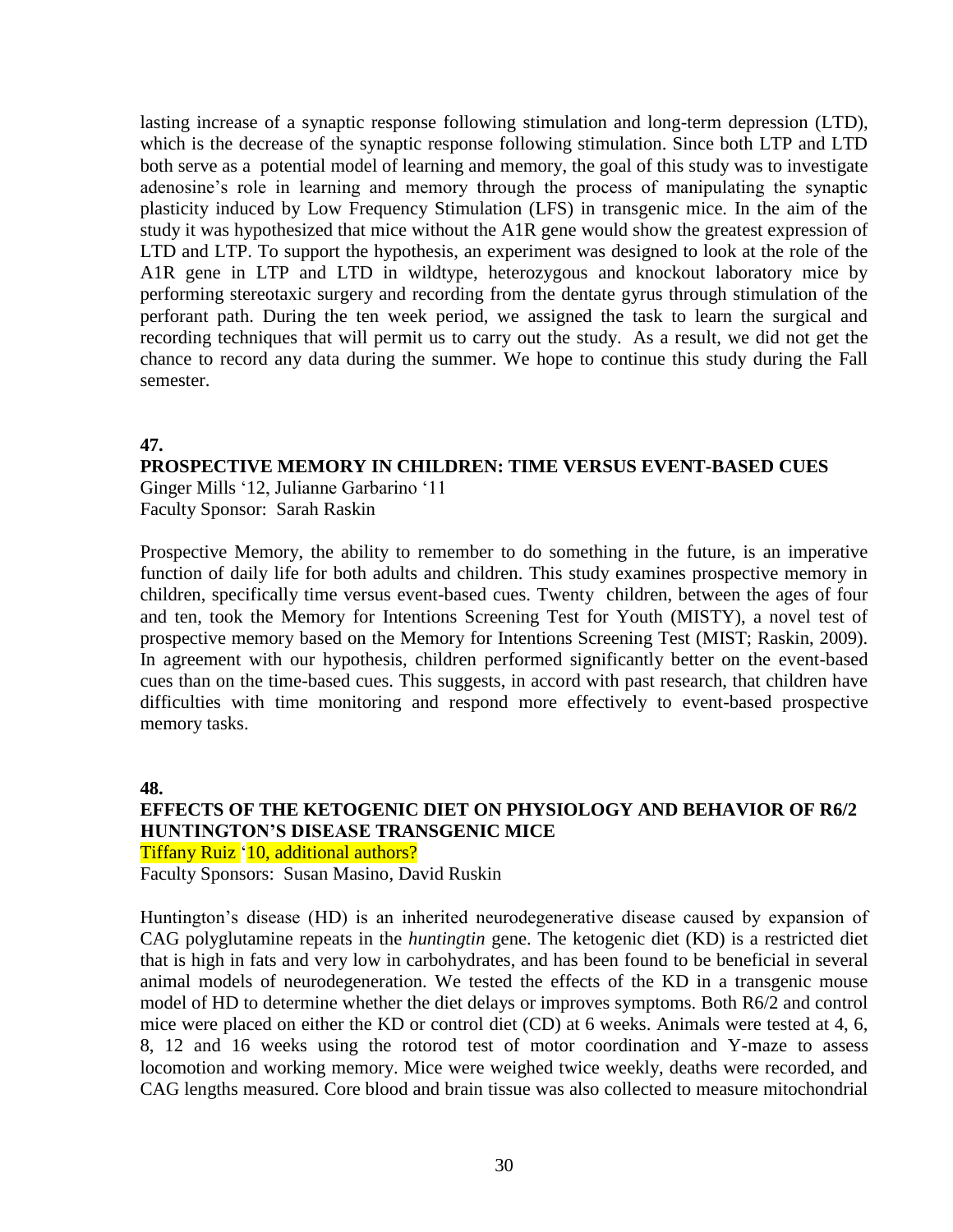lasting increase of a synaptic response following stimulation and long-term depression (LTD), which is the decrease of the synaptic response following stimulation. Since both LTP and LTD both serve as a potential model of learning and memory, the goal of this study was to investigate adenosine's role in learning and memory through the process of manipulating the synaptic plasticity induced by Low Frequency Stimulation (LFS) in transgenic mice. In the aim of the study it was hypothesized that mice without the A1R gene would show the greatest expression of LTD and LTP. To support the hypothesis, an experiment was designed to look at the role of the A1R gene in LTP and LTD in wildtype, heterozygous and knockout laboratory mice by performing stereotaxic surgery and recording from the dentate gyrus through stimulation of the perforant path. During the ten week period, we assigned the task to learn the surgical and recording techniques that will permit us to carry out the study. As a result, we did not get the chance to record any data during the summer. We hope to continue this study during the Fall semester.

**47.**

**PROSPECTIVE MEMORY IN CHILDREN: TIME VERSUS EVENT-BASED CUES**

Ginger Mills '12, Julianne Garbarino '11
Faculty Sponsor: Sarah Raskin

Prospective Memory, the ability to remember to do something in the future, is an imperative function of daily life for both adults and children. This study examines prospective memory in children, specifically time versus event-based cues. Twenty children, between the ages of four and ten, took the Memory for Intentions Screening Test for Youth (MISTY), a novel test of prospective memory based on the Memory for Intentions Screening Test (MIST; Raskin, 2009). In agreement with our hypothesis, children performed significantly better on the event-based cues than on the time-based cues. This suggests, in accord with past research, that children have difficulties with time monitoring and respond more effectively to event-based prospective memory tasks.

**48.**

**EFFECTS OF THE KETOGENIC DIET ON PHYSIOLOGY AND BEHAVIOR OF R6/2 HUNTINGTON'S DISEASE TRANSGENIC MICE**

Tiffany Ruiz '10, additional authors?
Faculty Sponsors: Susan Masino, David Ruskin

Huntington's disease (HD) is an inherited neurodegenerative disease caused by expansion of CAG polyglutamine repeats in the *huntingtin* gene. The ketogenic diet (KD) is a restricted diet that is high in fats and very low in carbohydrates, and has been found to be beneficial in several animal models of neurodegeneration. We tested the effects of the KD in a transgenic mouse model of HD to determine whether the diet delays or improves symptoms. Both R6/2 and control mice were placed on either the KD or control diet (CD) at 6 weeks. Animals were tested at 4, 6, 8, 12 and 16 weeks using the rotorod test of motor coordination and Y-maze to assess locomotion and working memory. Mice were weighed twice weekly, deaths were recorded, and CAG lengths measured. Core blood and brain tissue was also collected to measure mitochondrial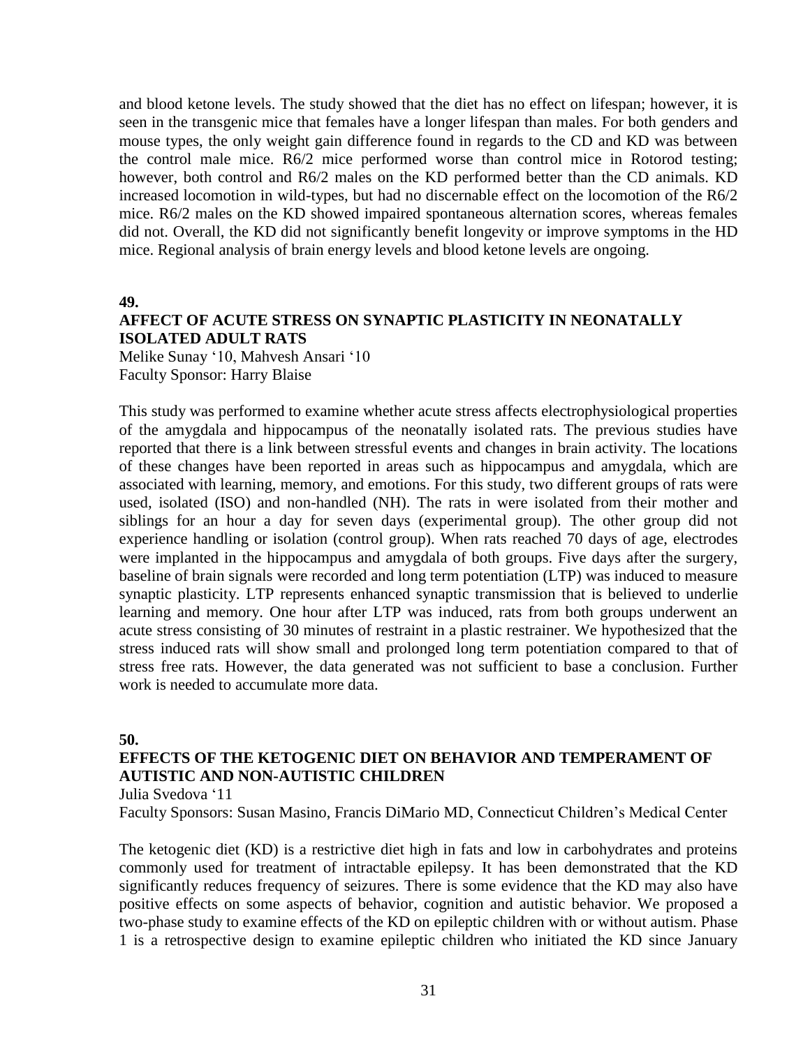and blood ketone levels. The study showed that the diet has no effect on lifespan; however, it is seen in the transgenic mice that females have a longer lifespan than males. For both genders and mouse types, the only weight gain difference found in regards to the CD and KD was between the control male mice. R6/2 mice performed worse than control mice in Rotorod testing; however, both control and R6/2 males on the KD performed better than the CD animals. KD increased locomotion in wild-types, but had no discernable effect on the locomotion of the R6/2 mice. R6/2 males on the KD showed impaired spontaneous alternation scores, whereas females did not. Overall, the KD did not significantly benefit longevity or improve symptoms in the HD mice. Regional analysis of brain energy levels and blood ketone levels are ongoing.

**49.**

### AFFECT OF ACUTE STRESS ON SYNAPTIC PLASTICITY IN NEONATALLY ISOLATED ADULT RATS

Melike Sunay '10, Mahvesh Ansari '10
Faculty Sponsor: Harry Blaise

This study was performed to examine whether acute stress affects electrophysiological properties of the amygdala and hippocampus of the neonatally isolated rats. The previous studies have reported that there is a link between stressful events and changes in brain activity. The locations of these changes have been reported in areas such as hippocampus and amygdala, which are associated with learning, memory, and emotions. For this study, two different groups of rats were used, isolated (ISO) and non-handled (NH). The rats in were isolated from their mother and siblings for an hour a day for seven days (experimental group). The other group did not experience handling or isolation (control group). When rats reached 70 days of age, electrodes were implanted in the hippocampus and amygdala of both groups. Five days after the surgery, baseline of brain signals were recorded and long term potentiation (LTP) was induced to measure synaptic plasticity. LTP represents enhanced synaptic transmission that is believed to underlie learning and memory. One hour after LTP was induced, rats from both groups underwent an acute stress consisting of 30 minutes of restraint in a plastic restrainer. We hypothesized that the stress induced rats will show small and prolonged long term potentiation compared to that of stress free rats. However, the data generated was not sufficient to base a conclusion. Further work is needed to accumulate more data.

**50.**

### EFFECTS OF THE KETOGENIC DIET ON BEHAVIOR AND TEMPERAMENT OF AUTISTIC AND NON-AUTISTIC CHILDREN

Julia Svedova '11
Faculty Sponsors: Susan Masino, Francis DiMario MD, Connecticut Children's Medical Center

The ketogenic diet (KD) is a restrictive diet high in fats and low in carbohydrates and proteins commonly used for treatment of intractable epilepsy. It has been demonstrated that the KD significantly reduces frequency of seizures. There is some evidence that the KD may also have positive effects on some aspects of behavior, cognition and autistic behavior. We proposed a two-phase study to examine effects of the KD on epileptic children with or without autism. Phase 1 is a retrospective design to examine epileptic children who initiated the KD since January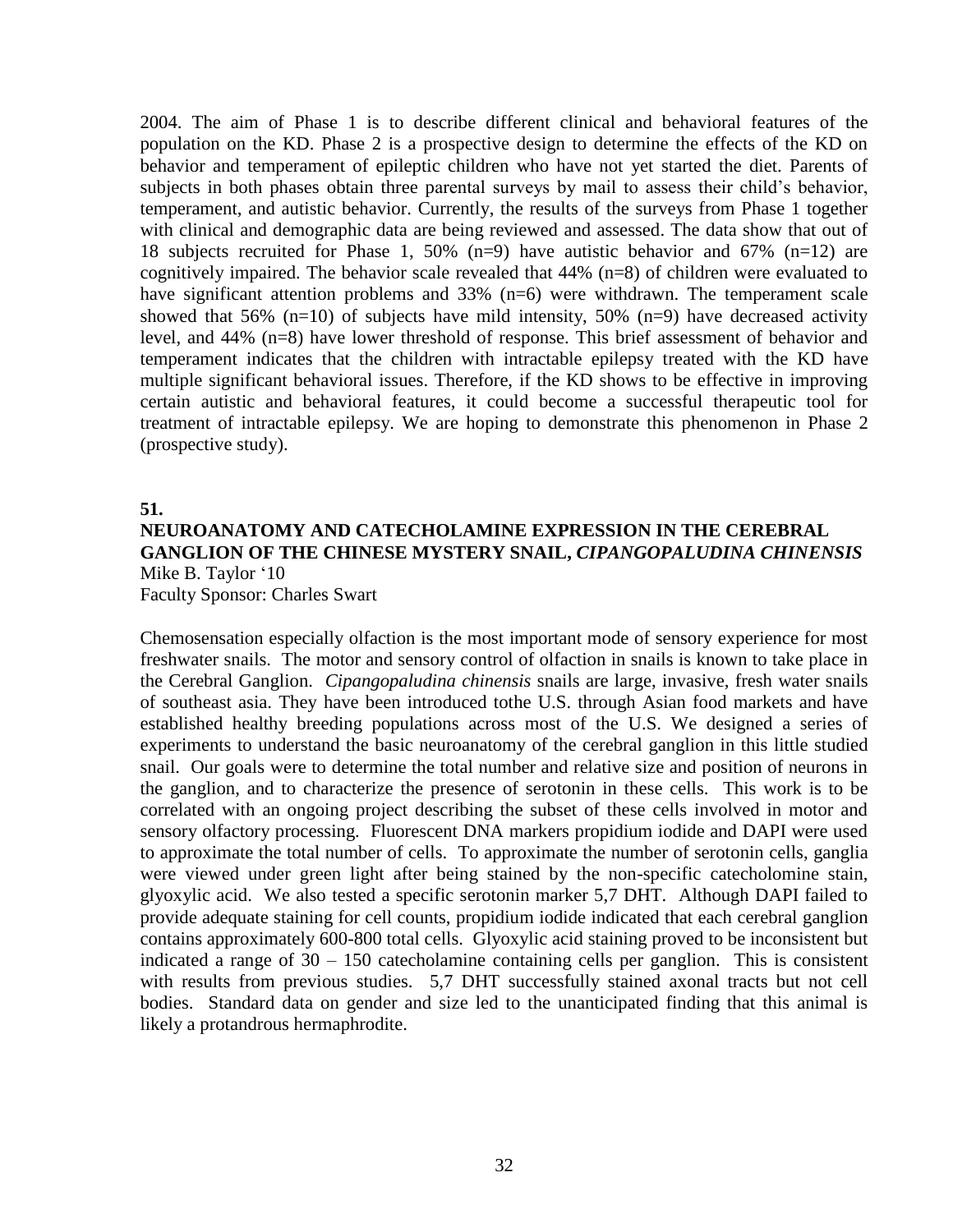2004. The aim of Phase 1 is to describe different clinical and behavioral features of the population on the KD. Phase 2 is a prospective design to determine the effects of the KD on behavior and temperament of epileptic children who have not yet started the diet. Parents of subjects in both phases obtain three parental surveys by mail to assess their child's behavior, temperament, and autistic behavior. Currently, the results of the surveys from Phase 1 together with clinical and demographic data are being reviewed and assessed. The data show that out of 18 subjects recruited for Phase 1, 50% (n=9) have autistic behavior and 67% (n=12) are cognitively impaired. The behavior scale revealed that 44% (n=8) of children were evaluated to have significant attention problems and 33% (n=6) were withdrawn. The temperament scale showed that 56% (n=10) of subjects have mild intensity, 50% (n=9) have decreased activity level, and 44% (n=8) have lower threshold of response. This brief assessment of behavior and temperament indicates that the children with intractable epilepsy treated with the KD have multiple significant behavioral issues. Therefore, if the KD shows to be effective in improving certain autistic and behavioral features, it could become a successful therapeutic tool for treatment of intractable epilepsy. We are hoping to demonstrate this phenomenon in Phase 2 (prospective study).

**51.**

**NEUROANATOMY AND CATECHOLAMINE EXPRESSION IN THE CEREBRAL GANGLION OF THE CHINESE MYSTERY SNAIL, *CIPANGOPALUDINA CHINENSIS***

Mike B. Taylor '10
Faculty Sponsor: Charles Swart

Chemosensation especially olfaction is the most important mode of sensory experience for most freshwater snails. The motor and sensory control of olfaction in snails is known to take place in the Cerebral Ganglion. *Cipangopaludina chinensis* snails are large, invasive, fresh water snails of southeast asia. They have been introduced tothe U.S. through Asian food markets and have established healthy breeding populations across most of the U.S. We designed a series of experiments to understand the basic neuroanatomy of the cerebral ganglion in this little studied snail. Our goals were to determine the total number and relative size and position of neurons in the ganglion, and to characterize the presence of serotonin in these cells. This work is to be correlated with an ongoing project describing the subset of these cells involved in motor and sensory olfactory processing. Fluorescent DNA markers propidium iodide and DAPI were used to approximate the total number of cells. To approximate the number of serotonin cells, ganglia were viewed under green light after being stained by the non-specific catecholomine stain, glyoxylic acid. We also tested a specific serotonin marker 5,7 DHT. Although DAPI failed to provide adequate staining for cell counts, propidium iodide indicated that each cerebral ganglion contains approximately 600-800 total cells. Glyoxylic acid staining proved to be inconsistent but indicated a range of 30 – 150 catecholamine containing cells per ganglion. This is consistent with results from previous studies. 5,7 DHT successfully stained axonal tracts but not cell bodies. Standard data on gender and size led to the unanticipated finding that this animal is likely a protandrous hermaphrodite.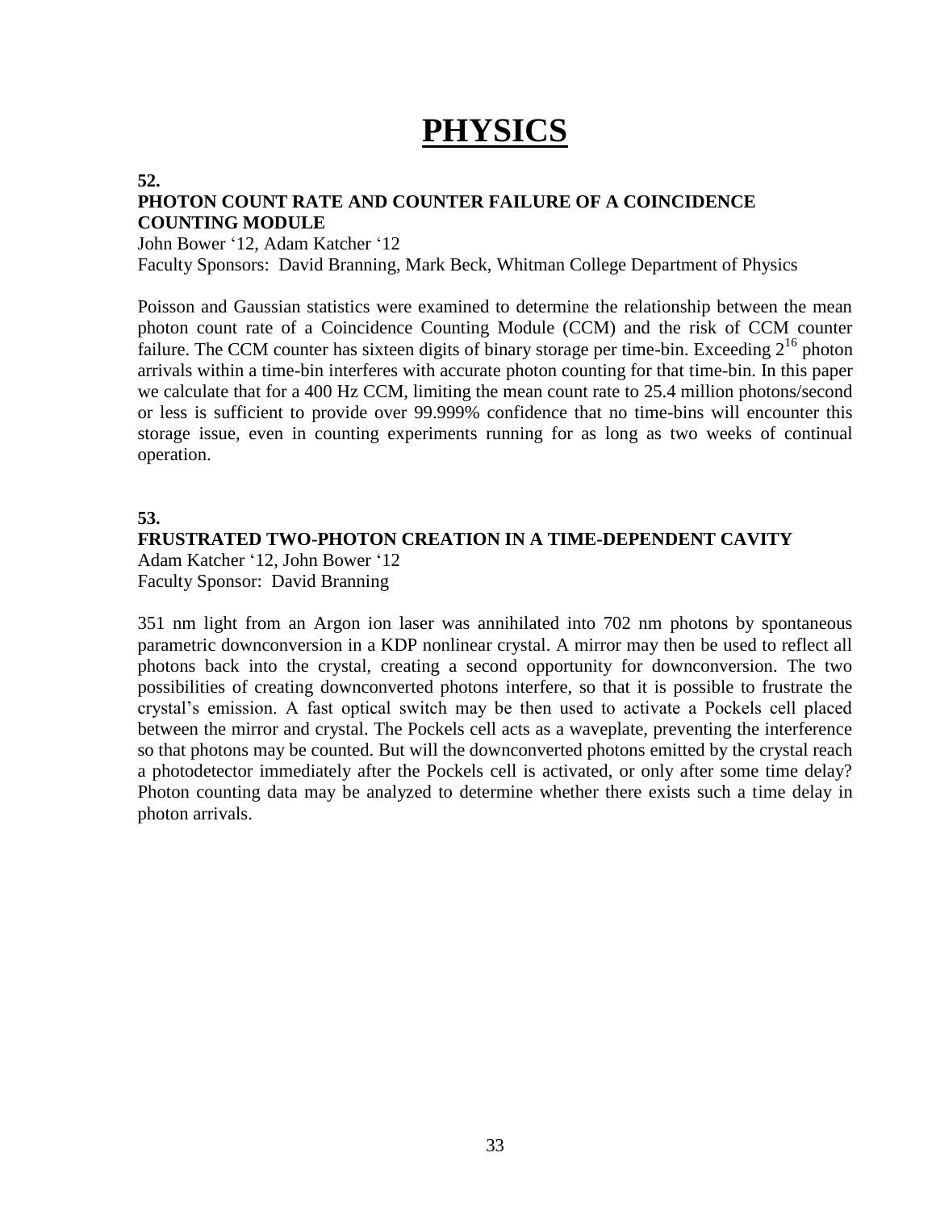# PHYSICS

**52.**

**PHOTON COUNT RATE AND COUNTER FAILURE OF A COINCIDENCE COUNTING MODULE**

John Bower '12, Adam Katcher '12

Faculty Sponsors: David Branning, Mark Beck, Whitman College Department of Physics

Poisson and Gaussian statistics were examined to determine the relationship between the mean photon count rate of a Coincidence Counting Module (CCM) and the risk of CCM counter failure. The CCM counter has sixteen digits of binary storage per time-bin. Exceeding $2^{16}$ photon arrivals within a time-bin interferes with accurate photon counting for that time-bin. In this paper we calculate that for a 400 Hz CCM, limiting the mean count rate to 25.4 million photons/second or less is sufficient to provide over 99.999% confidence that no time-bins will encounter this storage issue, even in counting experiments running for as long as two weeks of continual operation.

**53.**

**FRUSTRATED TWO-PHOTON CREATION IN A TIME-DEPENDENT CAVITY**

Adam Katcher '12, John Bower '12

Faculty Sponsor: David Branning

351 nm light from an Argon ion laser was annihilated into 702 nm photons by spontaneous parametric downconversion in a KDP nonlinear crystal. A mirror may then be used to reflect all photons back into the crystal, creating a second opportunity for downconversion. The two possibilities of creating downconverted photons interfere, so that it is possible to frustrate the crystal's emission. A fast optical switch may be then used to activate a Pockels cell placed between the mirror and crystal. The Pockels cell acts as a waveplate, preventing the interference so that photons may be counted. But will the downconverted photons emitted by the crystal reach a photodetector immediately after the Pockels cell is activated, or only after some time delay? Photon counting data may be analyzed to determine whether there exists such a time delay in photon arrivals.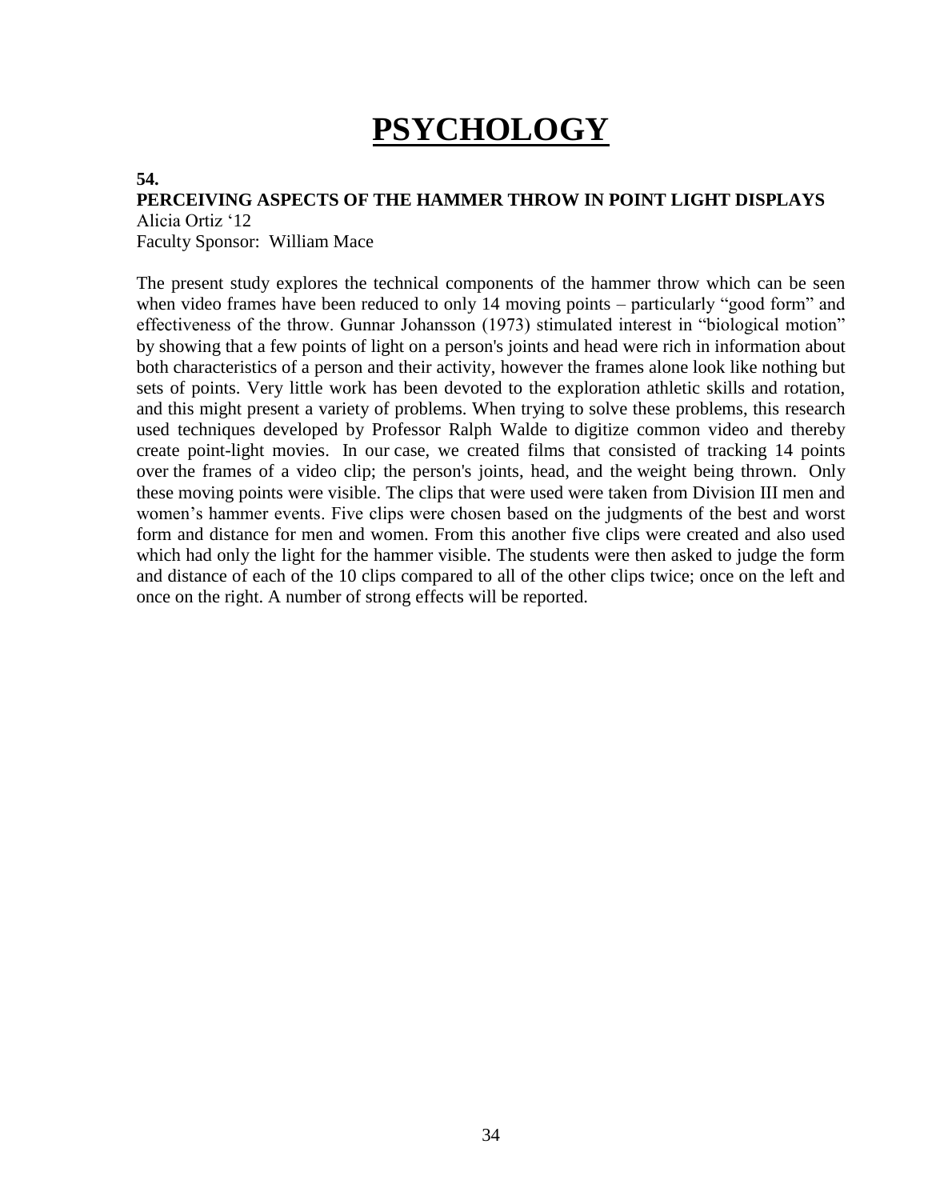# PSYCHOLOGY

**54.**

**PERCEIVING ASPECTS OF THE HAMMER THROW IN POINT LIGHT DISPLAYS**

Alicia Ortiz '12

Faculty Sponsor: William Mace

The present study explores the technical components of the hammer throw which can be seen when video frames have been reduced to only 14 moving points – particularly "good form" and effectiveness of the throw. Gunnar Johansson (1973) stimulated interest in "biological motion" by showing that a few points of light on a person's joints and head were rich in information about both characteristics of a person and their activity, however the frames alone look like nothing but sets of points. Very little work has been devoted to the exploration athletic skills and rotation, and this might present a variety of problems. When trying to solve these problems, this research used techniques developed by Professor Ralph Walde to digitize common video and thereby create point-light movies. In our case, we created films that consisted of tracking 14 points over the frames of a video clip; the person's joints, head, and the weight being thrown. Only these moving points were visible. The clips that were used were taken from Division III men and women's hammer events. Five clips were chosen based on the judgments of the best and worst form and distance for men and women. From this another five clips were created and also used which had only the light for the hammer visible. The students were then asked to judge the form and distance of each of the 10 clips compared to all of the other clips twice; once on the left and once on the right. A number of strong effects will be reported.